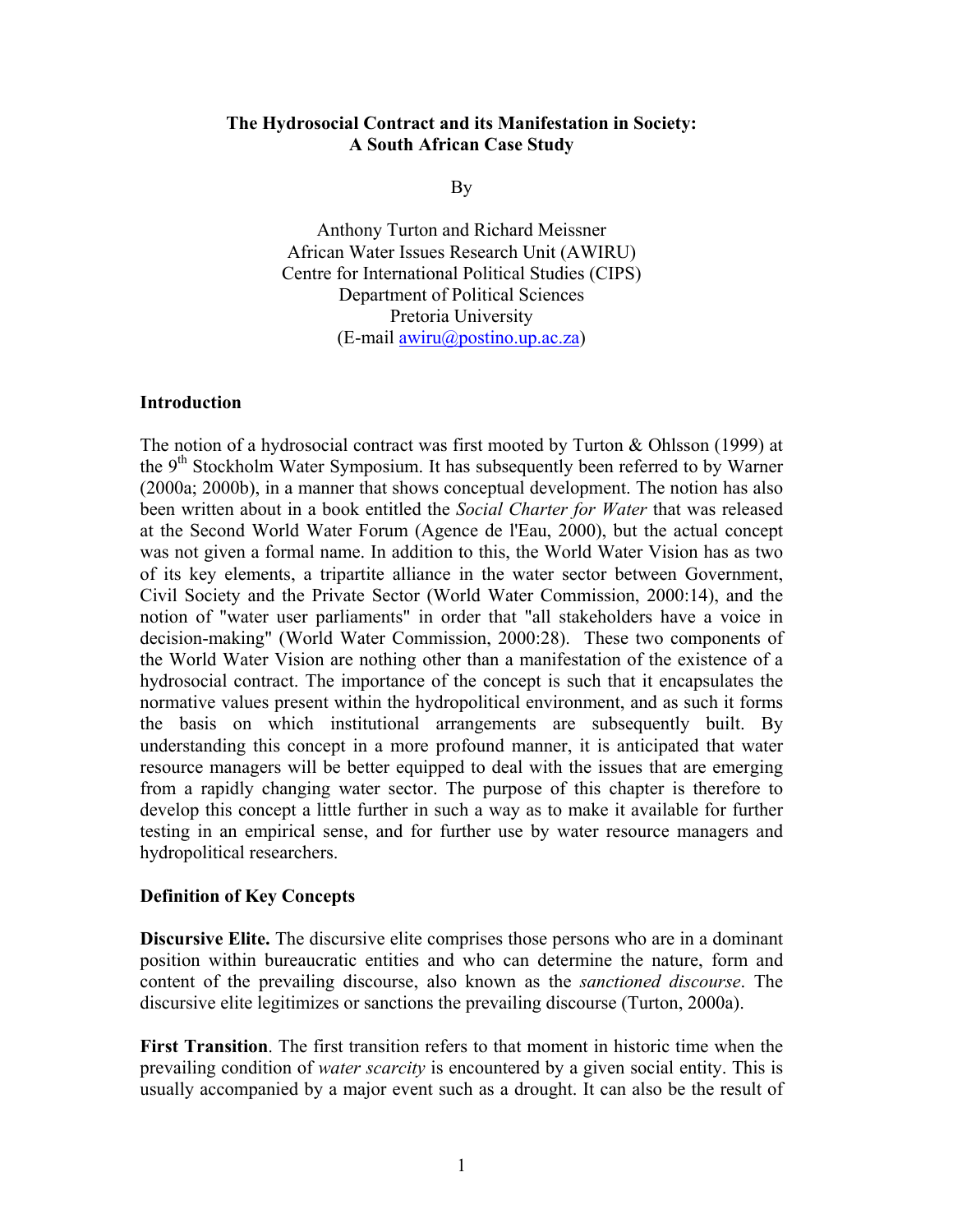# The Hydrosocial Contract and its Manifestation in Society: A South African Case Study

By

Anthony Turton and Richard Meissner
African Water Issues Research Unit (AWIRU)
Centre for International Political Studies (CIPS)
Department of Political Sciences
Pretoria University
(E-mail awiru@postino.up.ac.za)

## Introduction

The notion of a hydrosocial contract was first mooted by Turton & Ohlsson (1999) at the 9th Stockholm Water Symposium. It has subsequently been referred to by Warner (2000a; 2000b), in a manner that shows conceptual development. The notion has also been written about in a book entitled the *Social Charter for Water* that was released at the Second World Water Forum (Agence de l'Eau, 2000), but the actual concept was not given a formal name. In addition to this, the World Water Vision has as two of its key elements, a tripartite alliance in the water sector between Government, Civil Society and the Private Sector (World Water Commission, 2000:14), and the notion of "water user parliaments" in order that "all stakeholders have a voice in decision-making" (World Water Commission, 2000:28). These two components of the World Water Vision are nothing other than a manifestation of the existence of a hydrosocial contract. The importance of the concept is such that it encapsulates the normative values present within the hydropolitical environment, and as such it forms the basis on which institutional arrangements are subsequently built. By understanding this concept in a more profound manner, it is anticipated that water resource managers will be better equipped to deal with the issues that are emerging from a rapidly changing water sector. The purpose of this chapter is therefore to develop this concept a little further in such a way as to make it available for further testing in an empirical sense, and for further use by water resource managers and hydropolitical researchers.

## Definition of Key Concepts

**Discursive Elite.** The discursive elite comprises those persons who are in a dominant position within bureaucratic entities and who can determine the nature, form and content of the prevailing discourse, also known as the *sanctioned discourse*. The discursive elite legitimizes or sanctions the prevailing discourse (Turton, 2000a).

**First Transition**. The first transition refers to that moment in historic time when the prevailing condition of *water scarcity* is encountered by a given social entity. This is usually accompanied by a major event such as a drought. It can also be the result of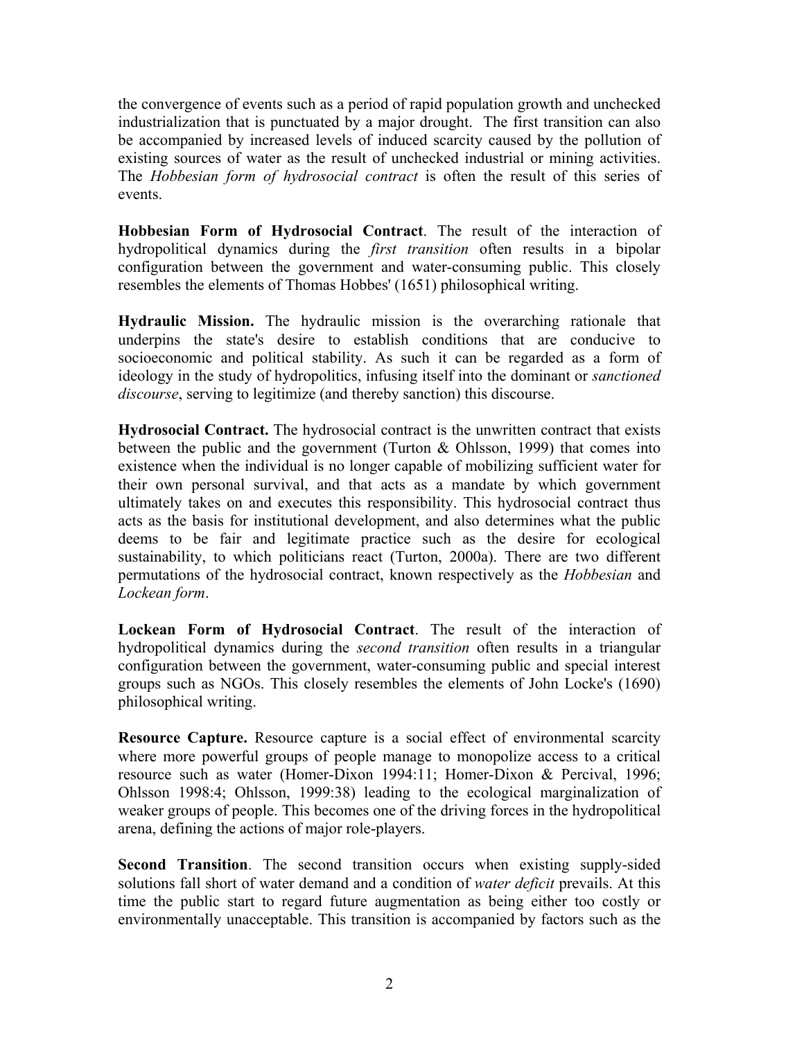the convergence of events such as a period of rapid population growth and unchecked industrialization that is punctuated by a major drought. The first transition can also be accompanied by increased levels of induced scarcity caused by the pollution of existing sources of water as the result of unchecked industrial or mining activities. The *Hobbesian form of hydrosocial contract* is often the result of this series of events.

**Hobbesian Form of Hydrosocial Contract**. The result of the interaction of hydropolitical dynamics during the *first transition* often results in a bipolar configuration between the government and water-consuming public. This closely resembles the elements of Thomas Hobbes' (1651) philosophical writing.

**Hydraulic Mission.** The hydraulic mission is the overarching rationale that underpins the state's desire to establish conditions that are conducive to socioeconomic and political stability. As such it can be regarded as a form of ideology in the study of hydropolitics, infusing itself into the dominant or *sanctioned discourse*, serving to legitimize (and thereby sanction) this discourse.

**Hydrosocial Contract.** The hydrosocial contract is the unwritten contract that exists between the public and the government (Turton & Ohlsson, 1999) that comes into existence when the individual is no longer capable of mobilizing sufficient water for their own personal survival, and that acts as a mandate by which government ultimately takes on and executes this responsibility. This hydrosocial contract thus acts as the basis for institutional development, and also determines what the public deems to be fair and legitimate practice such as the desire for ecological sustainability, to which politicians react (Turton, 2000a). There are two different permutations of the hydrosocial contract, known respectively as the *Hobbesian* and *Lockean form*.

**Lockean Form of Hydrosocial Contract**. The result of the interaction of hydropolitical dynamics during the *second transition* often results in a triangular configuration between the government, water-consuming public and special interest groups such as NGOs. This closely resembles the elements of John Locke's (1690) philosophical writing.

**Resource Capture.** Resource capture is a social effect of environmental scarcity where more powerful groups of people manage to monopolize access to a critical resource such as water (Homer-Dixon 1994:11; Homer-Dixon & Percival, 1996; Ohlsson 1998:4; Ohlsson, 1999:38) leading to the ecological marginalization of weaker groups of people. This becomes one of the driving forces in the hydropolitical arena, defining the actions of major role-players.

**Second Transition**. The second transition occurs when existing supply-sided solutions fall short of water demand and a condition of *water deficit* prevails. At this time the public start to regard future augmentation as being either too costly or environmentally unacceptable. This transition is accompanied by factors such as the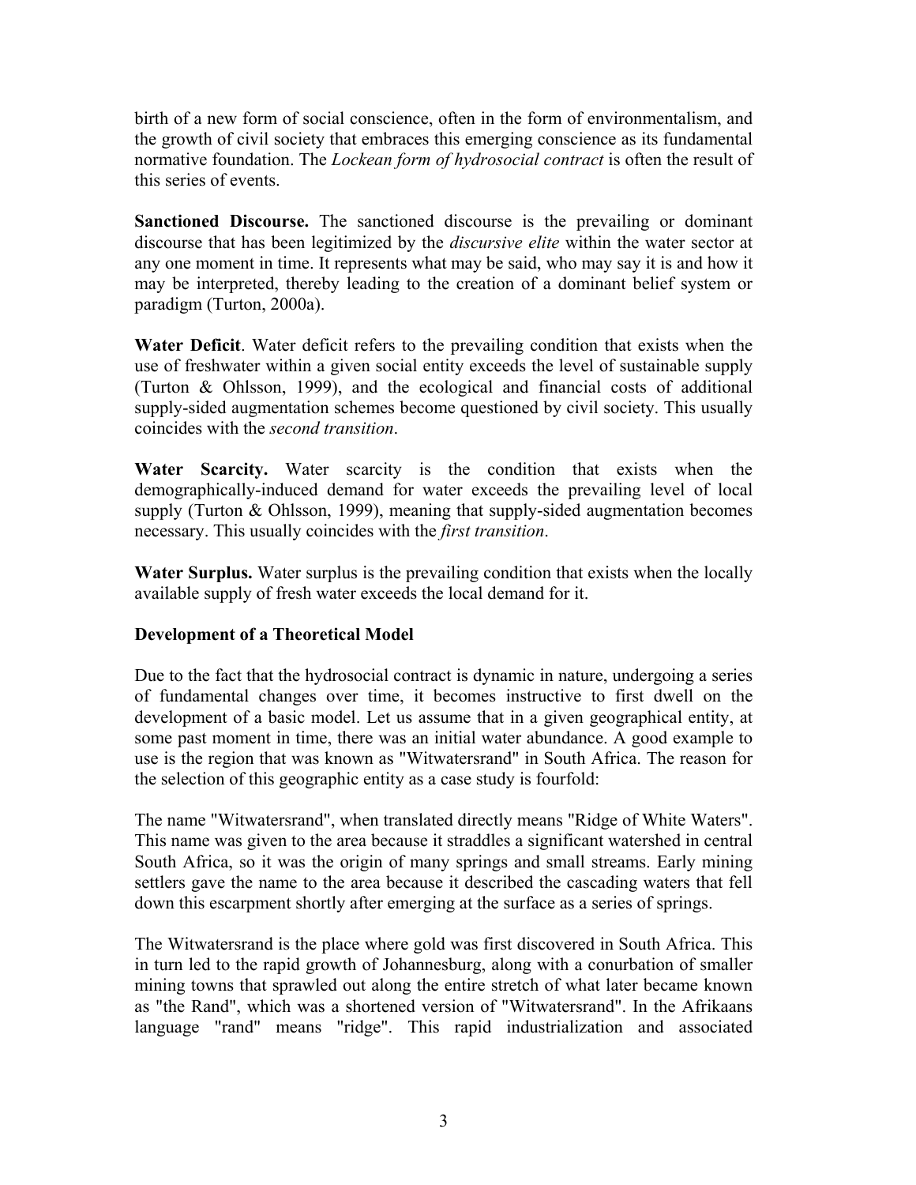birth of a new form of social conscience, often in the form of environmentalism, and the growth of civil society that embraces this emerging conscience as its fundamental normative foundation. The *Lockean form of hydrosocial contract* is often the result of this series of events.

**Sanctioned Discourse.** The sanctioned discourse is the prevailing or dominant discourse that has been legitimized by the *discursive elite* within the water sector at any one moment in time. It represents what may be said, who may say it is and how it may be interpreted, thereby leading to the creation of a dominant belief system or paradigm (Turton, 2000a).

**Water Deficit**. Water deficit refers to the prevailing condition that exists when the use of freshwater within a given social entity exceeds the level of sustainable supply (Turton & Ohlsson, 1999), and the ecological and financial costs of additional supply-sided augmentation schemes become questioned by civil society. This usually coincides with the *second transition*.

**Water Scarcity.** Water scarcity is the condition that exists when the demographically-induced demand for water exceeds the prevailing level of local supply (Turton & Ohlsson, 1999), meaning that supply-sided augmentation becomes necessary. This usually coincides with the *first transition*.

**Water Surplus.** Water surplus is the prevailing condition that exists when the locally available supply of fresh water exceeds the local demand for it.

**Development of a Theoretical Model**

Due to the fact that the hydrosocial contract is dynamic in nature, undergoing a series of fundamental changes over time, it becomes instructive to first dwell on the development of a basic model. Let us assume that in a given geographical entity, at some past moment in time, there was an initial water abundance. A good example to use is the region that was known as "Witwatersrand" in South Africa. The reason for the selection of this geographic entity as a case study is fourfold:

The name "Witwatersrand", when translated directly means "Ridge of White Waters". This name was given to the area because it straddles a significant watershed in central South Africa, so it was the origin of many springs and small streams. Early mining settlers gave the name to the area because it described the cascading waters that fell down this escarpment shortly after emerging at the surface as a series of springs.

The Witwatersrand is the place where gold was first discovered in South Africa. This in turn led to the rapid growth of Johannesburg, along with a conurbation of smaller mining towns that sprawled out along the entire stretch of what later became known as "the Rand", which was a shortened version of "Witwatersrand". In the Afrikaans language "rand" means "ridge". This rapid industrialization and associated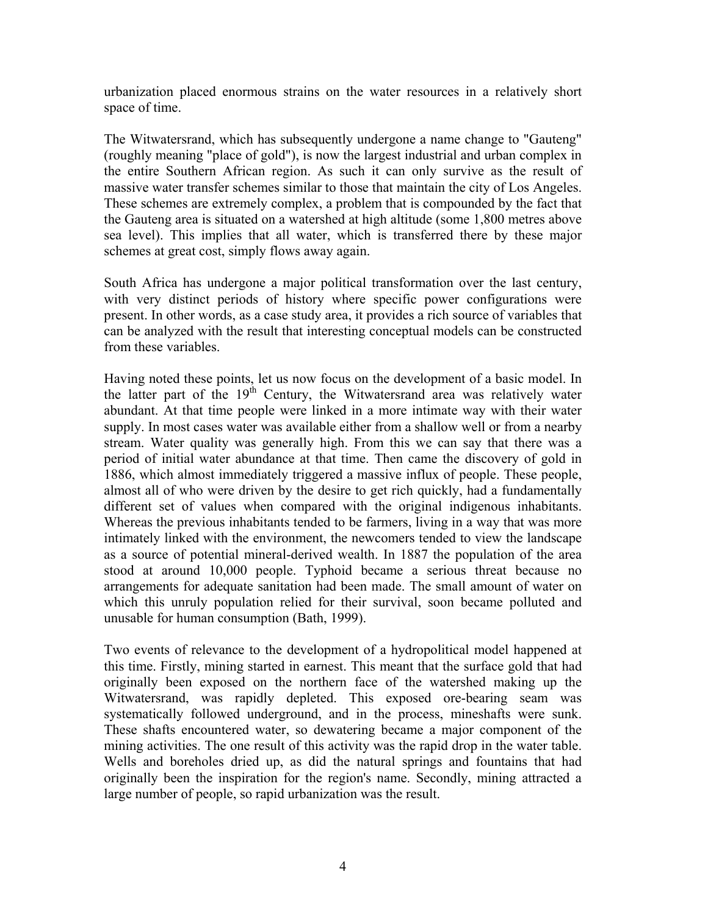urbanization placed enormous strains on the water resources in a relatively short space of time.

The Witwatersrand, which has subsequently undergone a name change to "Gauteng" (roughly meaning "place of gold"), is now the largest industrial and urban complex in the entire Southern African region. As such it can only survive as the result of massive water transfer schemes similar to those that maintain the city of Los Angeles. These schemes are extremely complex, a problem that is compounded by the fact that the Gauteng area is situated on a watershed at high altitude (some 1,800 metres above sea level). This implies that all water, which is transferred there by these major schemes at great cost, simply flows away again.

South Africa has undergone a major political transformation over the last century, with very distinct periods of history where specific power configurations were present. In other words, as a case study area, it provides a rich source of variables that can be analyzed with the result that interesting conceptual models can be constructed from these variables.

Having noted these points, let us now focus on the development of a basic model. In the latter part of the 19th Century, the Witwatersrand area was relatively water abundant. At that time people were linked in a more intimate way with their water supply. In most cases water was available either from a shallow well or from a nearby stream. Water quality was generally high. From this we can say that there was a period of initial water abundance at that time. Then came the discovery of gold in 1886, which almost immediately triggered a massive influx of people. These people, almost all of who were driven by the desire to get rich quickly, had a fundamentally different set of values when compared with the original indigenous inhabitants. Whereas the previous inhabitants tended to be farmers, living in a way that was more intimately linked with the environment, the newcomers tended to view the landscape as a source of potential mineral-derived wealth. In 1887 the population of the area stood at around 10,000 people. Typhoid became a serious threat because no arrangements for adequate sanitation had been made. The small amount of water on which this unruly population relied for their survival, soon became polluted and unusable for human consumption (Bath, 1999).

Two events of relevance to the development of a hydropolitical model happened at this time. Firstly, mining started in earnest. This meant that the surface gold that had originally been exposed on the northern face of the watershed making up the Witwatersrand, was rapidly depleted. This exposed ore-bearing seam was systematically followed underground, and in the process, mineshafts were sunk. These shafts encountered water, so dewatering became a major component of the mining activities. The one result of this activity was the rapid drop in the water table. Wells and boreholes dried up, as did the natural springs and fountains that had originally been the inspiration for the region's name. Secondly, mining attracted a large number of people, so rapid urbanization was the result.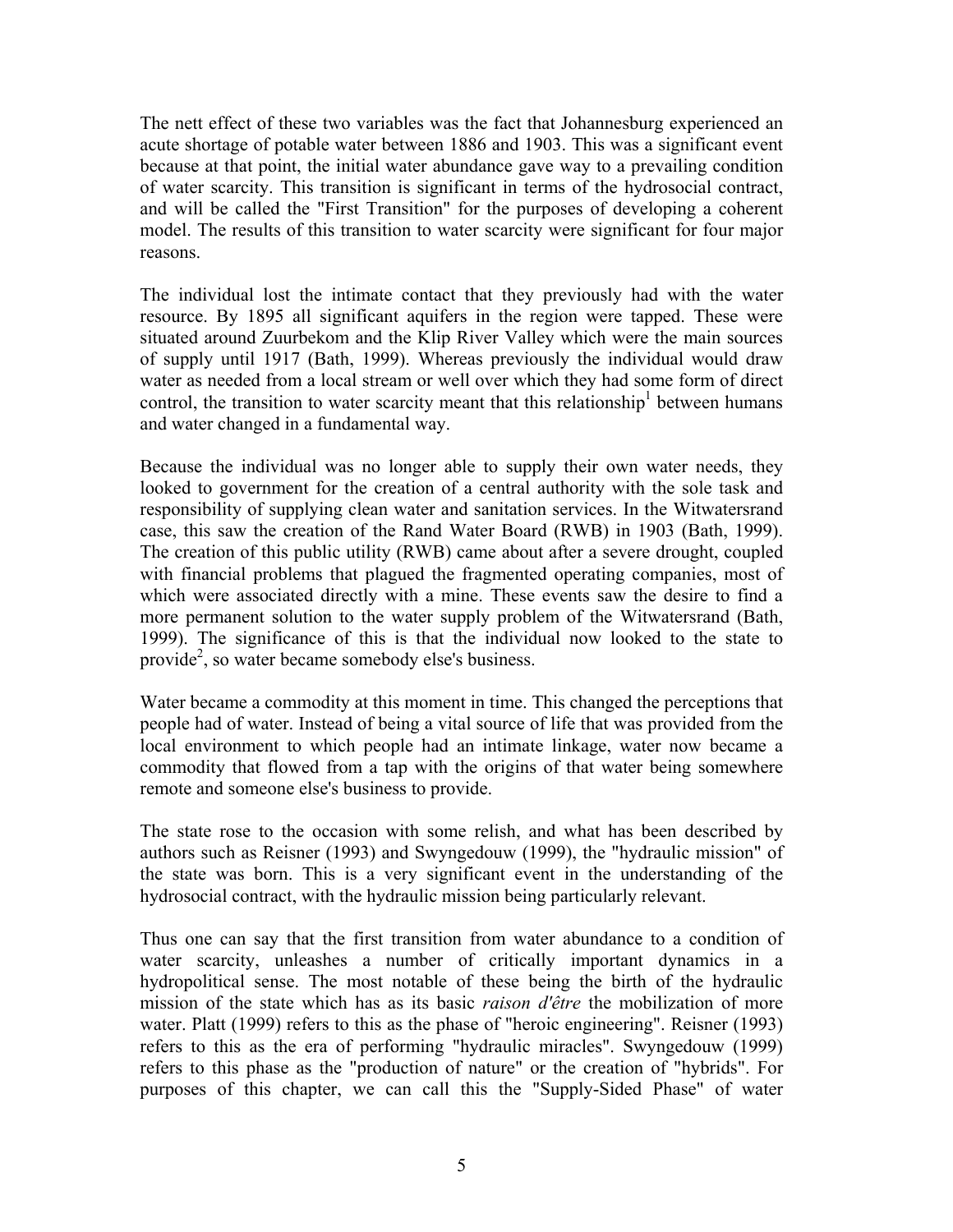The nett effect of these two variables was the fact that Johannesburg experienced an acute shortage of potable water between 1886 and 1903. This was a significant event because at that point, the initial water abundance gave way to a prevailing condition of water scarcity. This transition is significant in terms of the hydrosocial contract, and will be called the "First Transition" for the purposes of developing a coherent model. The results of this transition to water scarcity were significant for four major reasons.

The individual lost the intimate contact that they previously had with the water resource. By 1895 all significant aquifers in the region were tapped. These were situated around Zuurbekom and the Klip River Valley which were the main sources of supply until 1917 (Bath, 1999). Whereas previously the individual would draw water as needed from a local stream or well over which they had some form of direct control, the transition to water scarcity meant that this relationship[1] between humans and water changed in a fundamental way.

Because the individual was no longer able to supply their own water needs, they looked to government for the creation of a central authority with the sole task and responsibility of supplying clean water and sanitation services. In the Witwatersrand case, this saw the creation of the Rand Water Board (RWB) in 1903 (Bath, 1999). The creation of this public utility (RWB) came about after a severe drought, coupled with financial problems that plagued the fragmented operating companies, most of which were associated directly with a mine. These events saw the desire to find a more permanent solution to the water supply problem of the Witwatersrand (Bath, 1999). The significance of this is that the individual now looked to the state to provide[2], so water became somebody else's business.

Water became a commodity at this moment in time. This changed the perceptions that people had of water. Instead of being a vital source of life that was provided from the local environment to which people had an intimate linkage, water now became a commodity that flowed from a tap with the origins of that water being somewhere remote and someone else's business to provide.

The state rose to the occasion with some relish, and what has been described by authors such as Reisner (1993) and Swyngedouw (1999), the "hydraulic mission" of the state was born. This is a very significant event in the understanding of the hydrosocial contract, with the hydraulic mission being particularly relevant.

Thus one can say that the first transition from water abundance to a condition of water scarcity, unleashes a number of critically important dynamics in a hydropolitical sense. The most notable of these being the birth of the hydraulic mission of the state which has as its basic *raison d'être* the mobilization of more water. Platt (1999) refers to this as the phase of "heroic engineering". Reisner (1993) refers to this as the era of performing "hydraulic miracles". Swyngedouw (1999) refers to this phase as the "production of nature" or the creation of "hybrids". For purposes of this chapter, we can call this the "Supply-Sided Phase" of water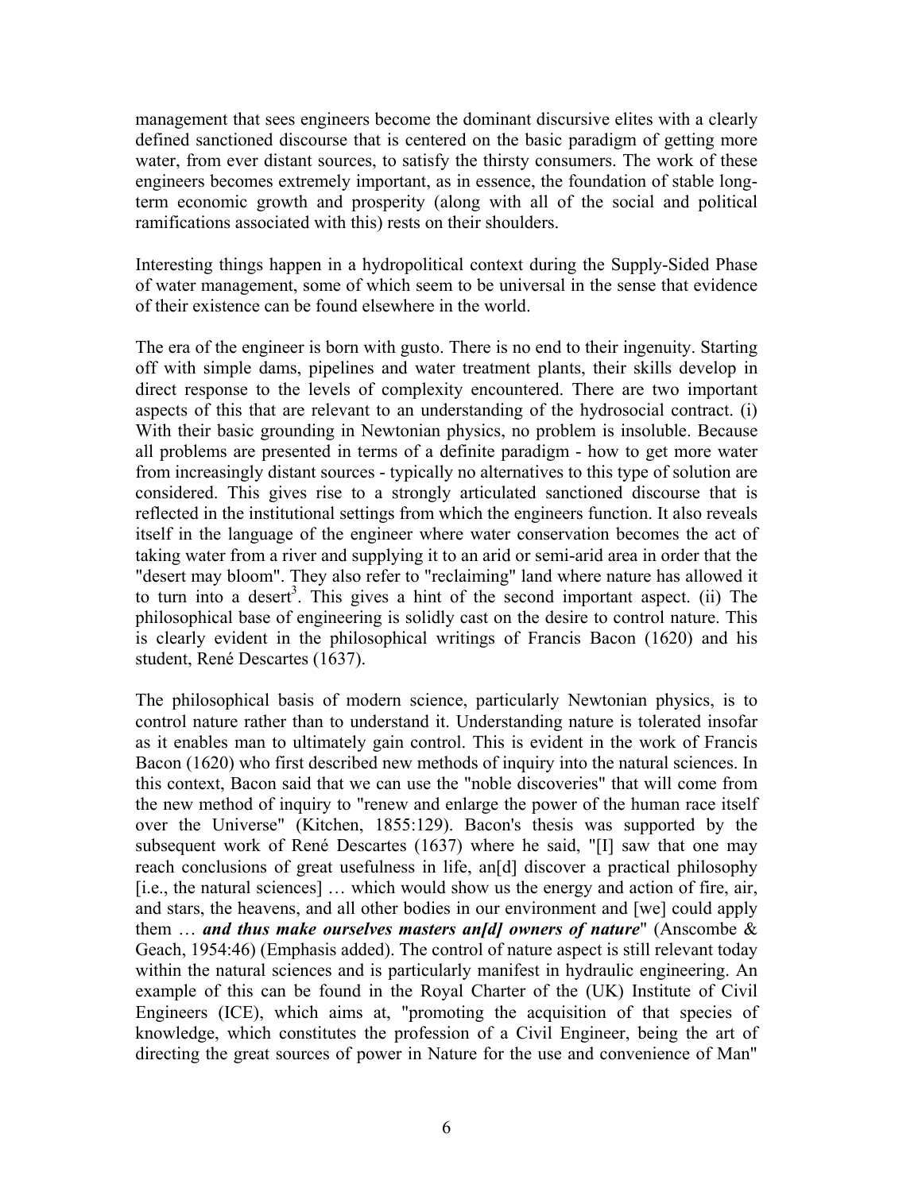management that sees engineers become the dominant discursive elites with a clearly defined sanctioned discourse that is centered on the basic paradigm of getting more water, from ever distant sources, to satisfy the thirsty consumers. The work of these engineers becomes extremely important, as in essence, the foundation of stable long-term economic growth and prosperity (along with all of the social and political ramifications associated with this) rests on their shoulders.

Interesting things happen in a hydropolitical context during the Supply-Sided Phase of water management, some of which seem to be universal in the sense that evidence of their existence can be found elsewhere in the world.

The era of the engineer is born with gusto. There is no end to their ingenuity. Starting off with simple dams, pipelines and water treatment plants, their skills develop in direct response to the levels of complexity encountered. There are two important aspects of this that are relevant to an understanding of the hydrosocial contract. (i) With their basic grounding in Newtonian physics, no problem is insoluble. Because all problems are presented in terms of a definite paradigm - how to get more water from increasingly distant sources - typically no alternatives to this type of solution are considered. This gives rise to a strongly articulated sanctioned discourse that is reflected in the institutional settings from which the engineers function. It also reveals itself in the language of the engineer where water conservation becomes the act of taking water from a river and supplying it to an arid or semi-arid area in order that the "desert may bloom". They also refer to "reclaiming" land where nature has allowed it to turn into a desert[3]. This gives a hint of the second important aspect. (ii) The philosophical base of engineering is solidly cast on the desire to control nature. This is clearly evident in the philosophical writings of Francis Bacon (1620) and his student, René Descartes (1637).

The philosophical basis of modern science, particularly Newtonian physics, is to control nature rather than to understand it. Understanding nature is tolerated insofar as it enables man to ultimately gain control. This is evident in the work of Francis Bacon (1620) who first described new methods of inquiry into the natural sciences. In this context, Bacon said that we can use the "noble discoveries" that will come from the new method of inquiry to "renew and enlarge the power of the human race itself over the Universe" (Kitchen, 1855:129). Bacon's thesis was supported by the subsequent work of René Descartes (1637) where he said, "[I] saw that one may reach conclusions of great usefulness in life, an[d] discover a practical philosophy [i.e., the natural sciences] … which would show us the energy and action of fire, air, and stars, the heavens, and all other bodies in our environment and [we] could apply them … ***and thus make ourselves masters an[d] owners of nature***" (Anscombe & Geach, 1954:46) (Emphasis added). The control of nature aspect is still relevant today within the natural sciences and is particularly manifest in hydraulic engineering. An example of this can be found in the Royal Charter of the (UK) Institute of Civil Engineers (ICE), which aims at, "promoting the acquisition of that species of knowledge, which constitutes the profession of a Civil Engineer, being the art of directing the great sources of power in Nature for the use and convenience of Man"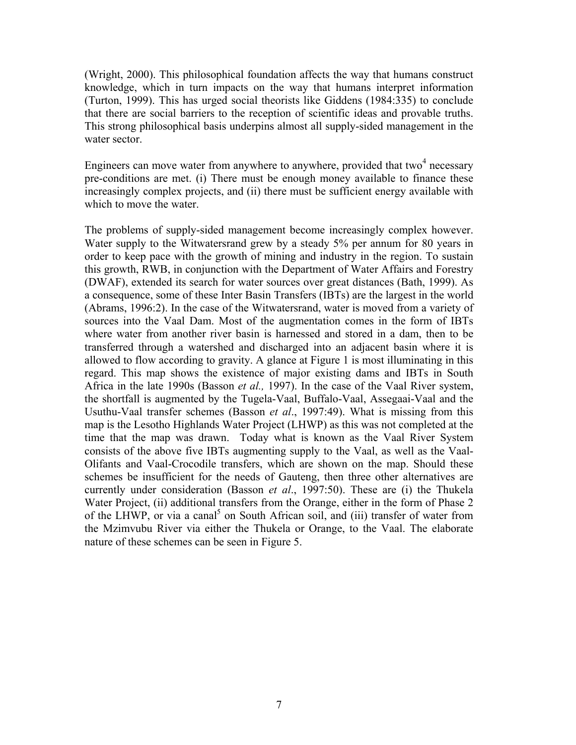(Wright, 2000). This philosophical foundation affects the way that humans construct knowledge, which in turn impacts on the way that humans interpret information (Turton, 1999). This has urged social theorists like Giddens (1984:335) to conclude that there are social barriers to the reception of scientific ideas and provable truths. This strong philosophical basis underpins almost all supply-sided management in the water sector.

Engineers can move water from anywhere to anywhere, provided that two[4] necessary pre-conditions are met. (i) There must be enough money available to finance these increasingly complex projects, and (ii) there must be sufficient energy available with which to move the water.

The problems of supply-sided management become increasingly complex however. Water supply to the Witwatersrand grew by a steady 5% per annum for 80 years in order to keep pace with the growth of mining and industry in the region. To sustain this growth, RWB, in conjunction with the Department of Water Affairs and Forestry (DWAF), extended its search for water sources over great distances (Bath, 1999). As a consequence, some of these Inter Basin Transfers (IBTs) are the largest in the world (Abrams, 1996:2). In the case of the Witwatersrand, water is moved from a variety of sources into the Vaal Dam. Most of the augmentation comes in the form of IBTs where water from another river basin is harnessed and stored in a dam, then to be transferred through a watershed and discharged into an adjacent basin where it is allowed to flow according to gravity. A glance at Figure 1 is most illuminating in this regard. This map shows the existence of major existing dams and IBTs in South Africa in the late 1990s (Basson *et al.,* 1997). In the case of the Vaal River system, the shortfall is augmented by the Tugela-Vaal, Buffalo-Vaal, Assegaai-Vaal and the Usuthu-Vaal transfer schemes (Basson *et al*., 1997:49). What is missing from this map is the Lesotho Highlands Water Project (LHWP) as this was not completed at the time that the map was drawn. Today what is known as the Vaal River System consists of the above five IBTs augmenting supply to the Vaal, as well as the Vaal-Olifants and Vaal-Crocodile transfers, which are shown on the map. Should these schemes be insufficient for the needs of Gauteng, then three other alternatives are currently under consideration (Basson *et al*., 1997:50). These are (i) the Thukela Water Project, (ii) additional transfers from the Orange, either in the form of Phase 2 of the LHWP, or via a canal[5] on South African soil, and (iii) transfer of water from the Mzimvubu River via either the Thukela or Orange, to the Vaal. The elaborate nature of these schemes can be seen in Figure 5.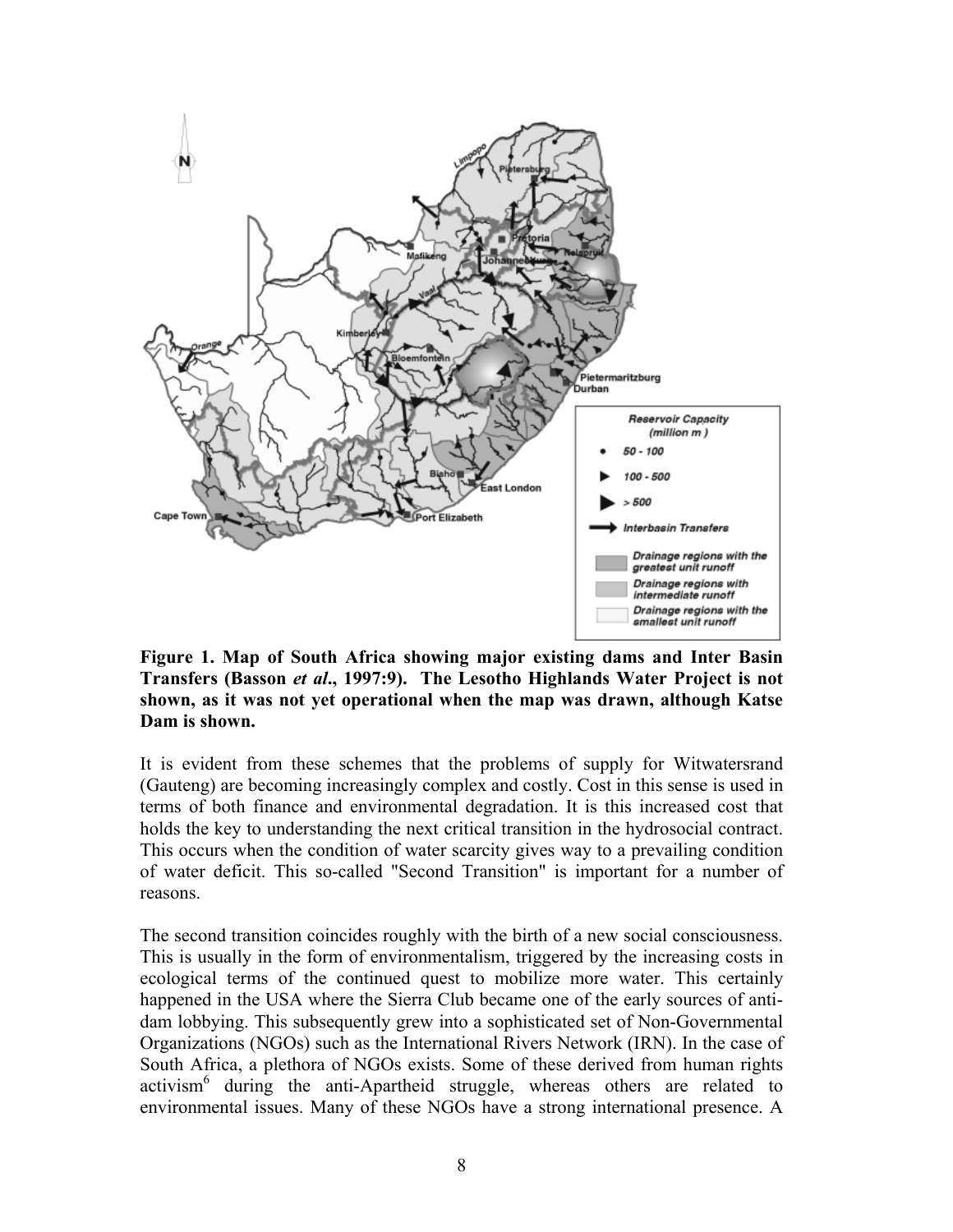**Figure 1. Map of South Africa showing major existing dams and Inter Basin Transfers (Basson *et al*., 1997:9). The Lesotho Highlands Water Project is not shown, as it was not yet operational when the map was drawn, although Katse Dam is shown.**

It is evident from these schemes that the problems of supply for Witwatersrand (Gauteng) are becoming increasingly complex and costly. Cost in this sense is used in terms of both finance and environmental degradation. It is this increased cost that holds the key to understanding the next critical transition in the hydrosocial contract. This occurs when the condition of water scarcity gives way to a prevailing condition of water deficit. This so-called "Second Transition" is important for a number of reasons.

The second transition coincides roughly with the birth of a new social consciousness. This is usually in the form of environmentalism, triggered by the increasing costs in ecological terms of the continued quest to mobilize more water. This certainly happened in the USA where the Sierra Club became one of the early sources of anti-dam lobbying. This subsequently grew into a sophisticated set of Non-Governmental Organizations (NGOs) such as the International Rivers Network (IRN). In the case of South Africa, a plethora of NGOs exists. Some of these derived from human rights activism[6] during the anti-Apartheid struggle, whereas others are related to environmental issues. Many of these NGOs have a strong international presence. A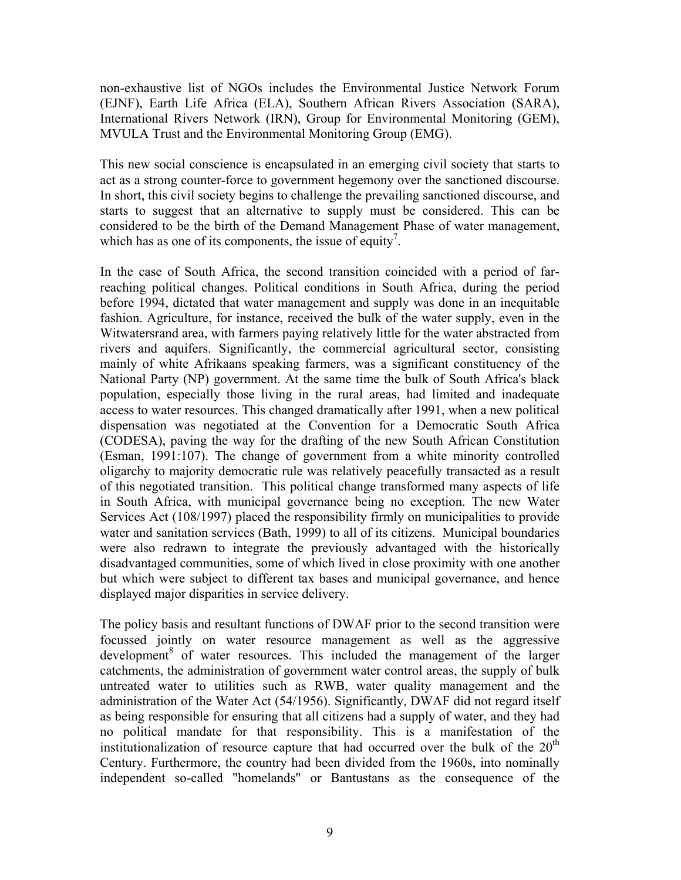non-exhaustive list of NGOs includes the Environmental Justice Network Forum (EJNF), Earth Life Africa (ELA), Southern African Rivers Association (SARA), International Rivers Network (IRN), Group for Environmental Monitoring (GEM), MVULA Trust and the Environmental Monitoring Group (EMG).

This new social conscience is encapsulated in an emerging civil society that starts to act as a strong counter-force to government hegemony over the sanctioned discourse. In short, this civil society begins to challenge the prevailing sanctioned discourse, and starts to suggest that an alternative to supply must be considered. This can be considered to be the birth of the Demand Management Phase of water management, which has as one of its components, the issue of equity[7].

In the case of South Africa, the second transition coincided with a period of far-reaching political changes. Political conditions in South Africa, during the period before 1994, dictated that water management and supply was done in an inequitable fashion. Agriculture, for instance, received the bulk of the water supply, even in the Witwatersrand area, with farmers paying relatively little for the water abstracted from rivers and aquifers. Significantly, the commercial agricultural sector, consisting mainly of white Afrikaans speaking farmers, was a significant constituency of the National Party (NP) government. At the same time the bulk of South Africa's black population, especially those living in the rural areas, had limited and inadequate access to water resources. This changed dramatically after 1991, when a new political dispensation was negotiated at the Convention for a Democratic South Africa (CODESA), paving the way for the drafting of the new South African Constitution (Esman, 1991:107). The change of government from a white minority controlled oligarchy to majority democratic rule was relatively peacefully transacted as a result of this negotiated transition. This political change transformed many aspects of life in South Africa, with municipal governance being no exception. The new Water Services Act (108/1997) placed the responsibility firmly on municipalities to provide water and sanitation services (Bath, 1999) to all of its citizens. Municipal boundaries were also redrawn to integrate the previously advantaged with the historically disadvantaged communities, some of which lived in close proximity with one another but which were subject to different tax bases and municipal governance, and hence displayed major disparities in service delivery.

The policy basis and resultant functions of DWAF prior to the second transition were focussed jointly on water resource management as well as the aggressive development[8] of water resources. This included the management of the larger catchments, the administration of government water control areas, the supply of bulk untreated water to utilities such as RWB, water quality management and the administration of the Water Act (54/1956). Significantly, DWAF did not regard itself as being responsible for ensuring that all citizens had a supply of water, and they had no political mandate for that responsibility. This is a manifestation of the institutionalization of resource capture that had occurred over the bulk of the 20th Century. Furthermore, the country had been divided from the 1960s, into nominally independent so-called "homelands" or Bantustans as the consequence of the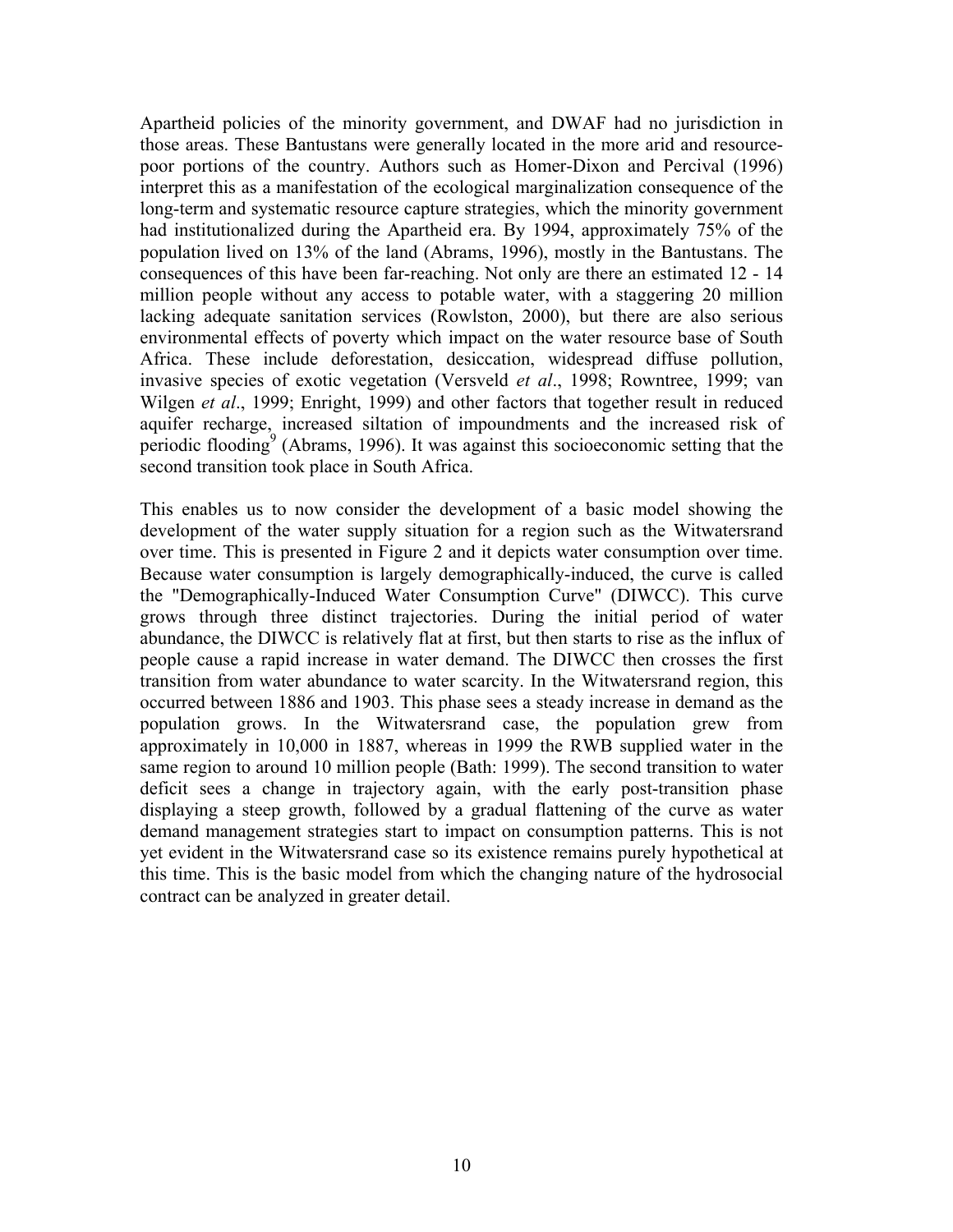Apartheid policies of the minority government, and DWAF had no jurisdiction in those areas. These Bantustans were generally located in the more arid and resource-poor portions of the country. Authors such as Homer-Dixon and Percival (1996) interpret this as a manifestation of the ecological marginalization consequence of the long-term and systematic resource capture strategies, which the minority government had institutionalized during the Apartheid era. By 1994, approximately 75% of the population lived on 13% of the land (Abrams, 1996), mostly in the Bantustans. The consequences of this have been far-reaching. Not only are there an estimated 12 - 14 million people without any access to potable water, with a staggering 20 million lacking adequate sanitation services (Rowlston, 2000), but there are also serious environmental effects of poverty which impact on the water resource base of South Africa. These include deforestation, desiccation, widespread diffuse pollution, invasive species of exotic vegetation (Versveld *et al*., 1998; Rowntree, 1999; van Wilgen *et al*., 1999; Enright, 1999) and other factors that together result in reduced aquifer recharge, increased siltation of impoundments and the increased risk of periodic flooding[9] (Abrams, 1996). It was against this socioeconomic setting that the second transition took place in South Africa.

This enables us to now consider the development of a basic model showing the development of the water supply situation for a region such as the Witwatersrand over time. This is presented in Figure 2 and it depicts water consumption over time. Because water consumption is largely demographically-induced, the curve is called the "Demographically-Induced Water Consumption Curve" (DIWCC). This curve grows through three distinct trajectories. During the initial period of water abundance, the DIWCC is relatively flat at first, but then starts to rise as the influx of people cause a rapid increase in water demand. The DIWCC then crosses the first transition from water abundance to water scarcity. In the Witwatersrand region, this occurred between 1886 and 1903. This phase sees a steady increase in demand as the population grows. In the Witwatersrand case, the population grew from approximately in 10,000 in 1887, whereas in 1999 the RWB supplied water in the same region to around 10 million people (Bath: 1999). The second transition to water deficit sees a change in trajectory again, with the early post-transition phase displaying a steep growth, followed by a gradual flattening of the curve as water demand management strategies start to impact on consumption patterns. This is not yet evident in the Witwatersrand case so its existence remains purely hypothetical at this time. This is the basic model from which the changing nature of the hydrosocial contract can be analyzed in greater detail.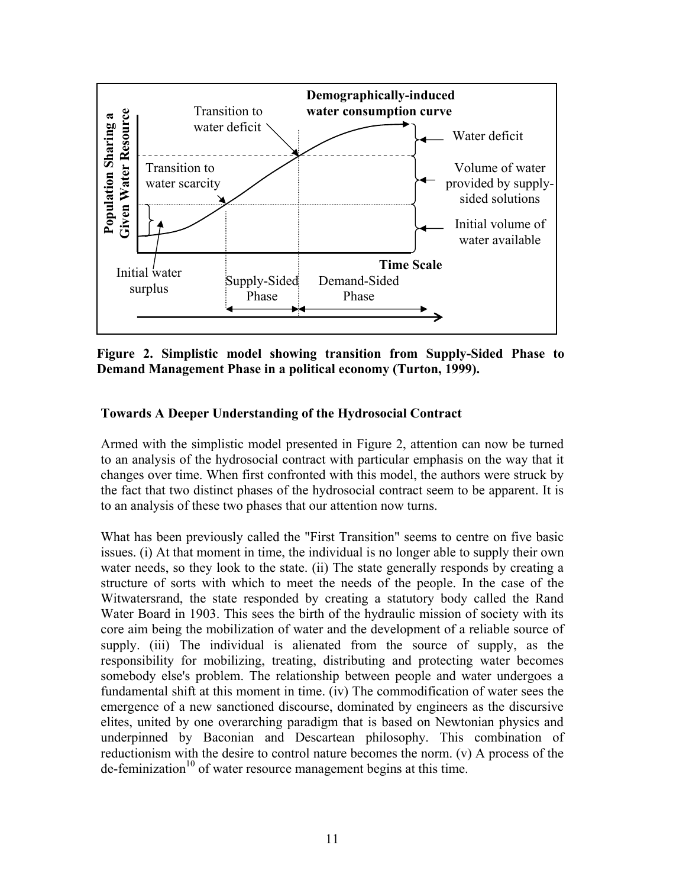**Figure 2. Simplistic model showing transition from Supply-Sided Phase to Demand Management Phase in a political economy (Turton, 1999).**

### Towards A Deeper Understanding of the Hydrosocial Contract

Armed with the simplistic model presented in Figure 2, attention can now be turned to an analysis of the hydrosocial contract with particular emphasis on the way that it changes over time. When first confronted with this model, the authors were struck by the fact that two distinct phases of the hydrosocial contract seem to be apparent. It is to an analysis of these two phases that our attention now turns.

What has been previously called the "First Transition" seems to centre on five basic issues. (i) At that moment in time, the individual is no longer able to supply their own water needs, so they look to the state. (ii) The state generally responds by creating a structure of sorts with which to meet the needs of the people. In the case of the Witwatersrand, the state responded by creating a statutory body called the Rand Water Board in 1903. This sees the birth of the hydraulic mission of society with its core aim being the mobilization of water and the development of a reliable source of supply. (iii) The individual is alienated from the source of supply, as the responsibility for mobilizing, treating, distributing and protecting water becomes somebody else's problem. The relationship between people and water undergoes a fundamental shift at this moment in time. (iv) The commodification of water sees the emergence of a new sanctioned discourse, dominated by engineers as the discursive elites, united by one overarching paradigm that is based on Newtonian physics and underpinned by Baconian and Descartean philosophy. This combination of reductionism with the desire to control nature becomes the norm. (v) A process of the de-feminization[10] of water resource management begins at this time.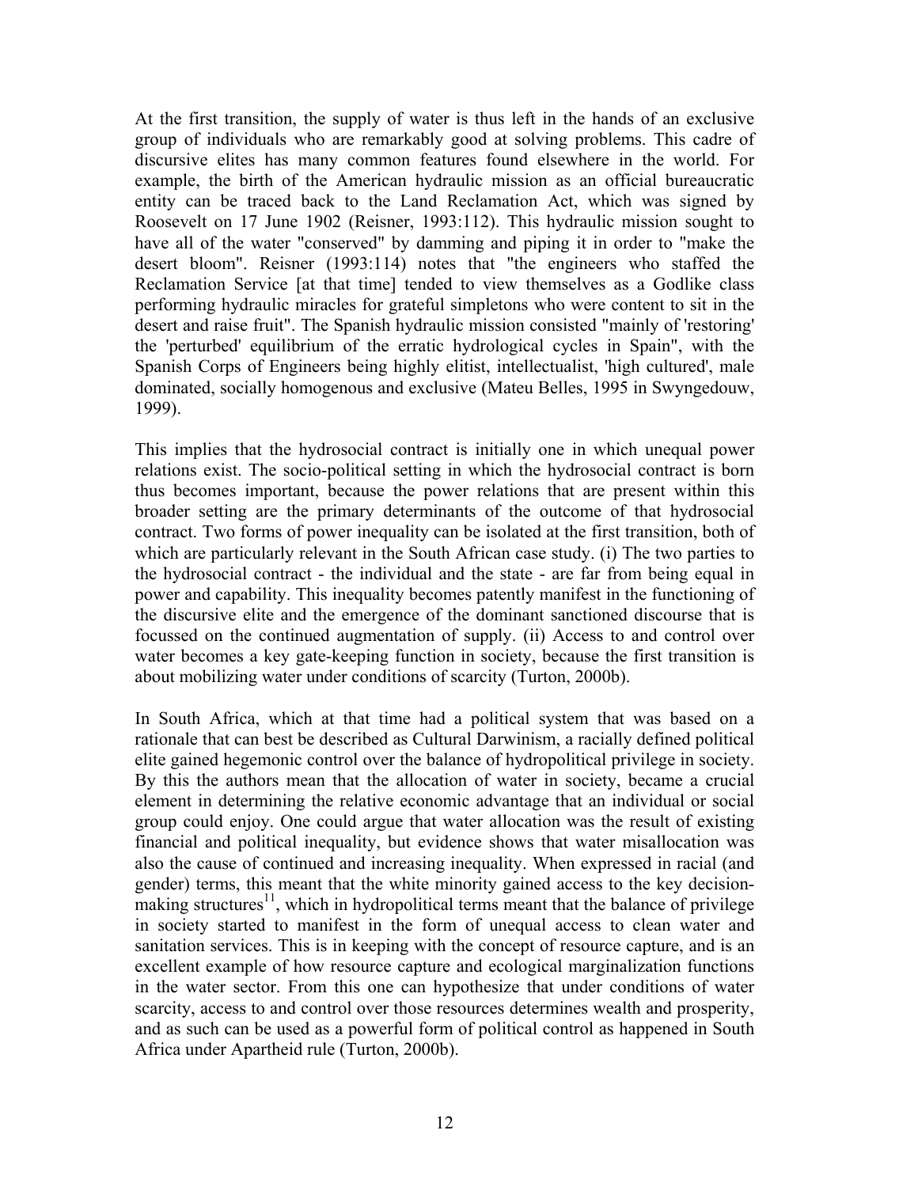At the first transition, the supply of water is thus left in the hands of an exclusive group of individuals who are remarkably good at solving problems. This cadre of discursive elites has many common features found elsewhere in the world. For example, the birth of the American hydraulic mission as an official bureaucratic entity can be traced back to the Land Reclamation Act, which was signed by Roosevelt on 17 June 1902 (Reisner, 1993:112). This hydraulic mission sought to have all of the water "conserved" by damming and piping it in order to "make the desert bloom". Reisner (1993:114) notes that "the engineers who staffed the Reclamation Service [at that time] tended to view themselves as a Godlike class performing hydraulic miracles for grateful simpletons who were content to sit in the desert and raise fruit". The Spanish hydraulic mission consisted "mainly of 'restoring' the 'perturbed' equilibrium of the erratic hydrological cycles in Spain", with the Spanish Corps of Engineers being highly elitist, intellectualist, 'high cultured', male dominated, socially homogenous and exclusive (Mateu Belles, 1995 in Swyngedouw, 1999).

This implies that the hydrosocial contract is initially one in which unequal power relations exist. The socio-political setting in which the hydrosocial contract is born thus becomes important, because the power relations that are present within this broader setting are the primary determinants of the outcome of that hydrosocial contract. Two forms of power inequality can be isolated at the first transition, both of which are particularly relevant in the South African case study. (i) The two parties to the hydrosocial contract - the individual and the state - are far from being equal in power and capability. This inequality becomes patently manifest in the functioning of the discursive elite and the emergence of the dominant sanctioned discourse that is focussed on the continued augmentation of supply. (ii) Access to and control over water becomes a key gate-keeping function in society, because the first transition is about mobilizing water under conditions of scarcity (Turton, 2000b).

In South Africa, which at that time had a political system that was based on a rationale that can best be described as Cultural Darwinism, a racially defined political elite gained hegemonic control over the balance of hydropolitical privilege in society. By this the authors mean that the allocation of water in society, became a crucial element in determining the relative economic advantage that an individual or social group could enjoy. One could argue that water allocation was the result of existing financial and political inequality, but evidence shows that water misallocation was also the cause of continued and increasing inequality. When expressed in racial (and gender) terms, this meant that the white minority gained access to the key decision-making structures[11], which in hydropolitical terms meant that the balance of privilege in society started to manifest in the form of unequal access to clean water and sanitation services. This is in keeping with the concept of resource capture, and is an excellent example of how resource capture and ecological marginalization functions in the water sector. From this one can hypothesize that under conditions of water scarcity, access to and control over those resources determines wealth and prosperity, and as such can be used as a powerful form of political control as happened in South Africa under Apartheid rule (Turton, 2000b).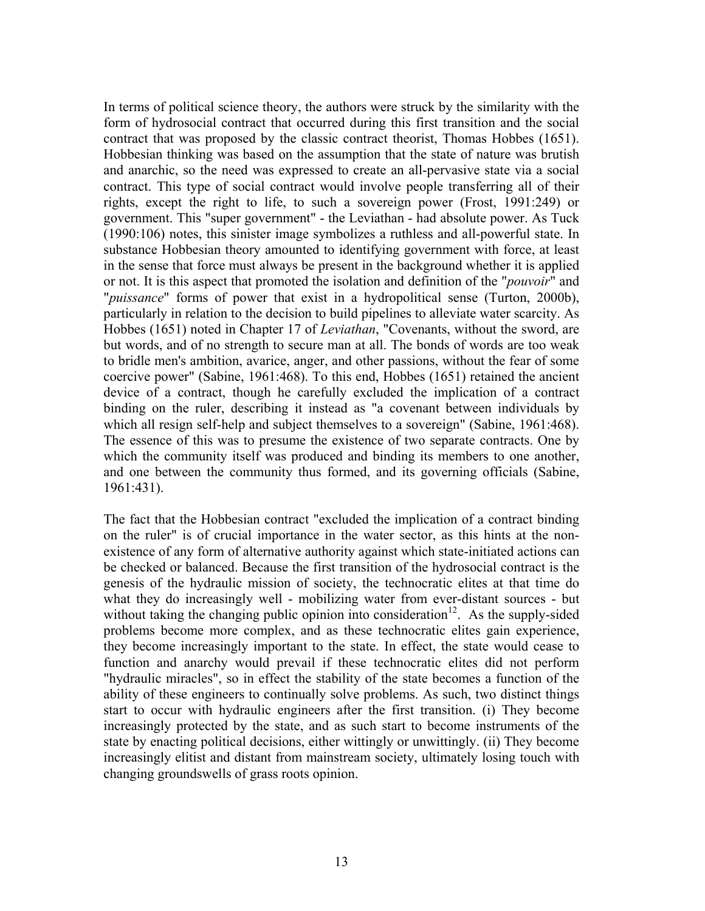In terms of political science theory, the authors were struck by the similarity with the form of hydrosocial contract that occurred during this first transition and the social contract that was proposed by the classic contract theorist, Thomas Hobbes (1651). Hobbesian thinking was based on the assumption that the state of nature was brutish and anarchic, so the need was expressed to create an all-pervasive state via a social contract. This type of social contract would involve people transferring all of their rights, except the right to life, to such a sovereign power (Frost, 1991:249) or government. This "super government" - the Leviathan - had absolute power. As Tuck (1990:106) notes, this sinister image symbolizes a ruthless and all-powerful state. In substance Hobbesian theory amounted to identifying government with force, at least in the sense that force must always be present in the background whether it is applied or not. It is this aspect that promoted the isolation and definition of the "*pouvoir*" and "*puissance*" forms of power that exist in a hydropolitical sense (Turton, 2000b), particularly in relation to the decision to build pipelines to alleviate water scarcity. As Hobbes (1651) noted in Chapter 17 of *Leviathan*, "Covenants, without the sword, are but words, and of no strength to secure man at all. The bonds of words are too weak to bridle men's ambition, avarice, anger, and other passions, without the fear of some coercive power" (Sabine, 1961:468). To this end, Hobbes (1651) retained the ancient device of a contract, though he carefully excluded the implication of a contract binding on the ruler, describing it instead as "a covenant between individuals by which all resign self-help and subject themselves to a sovereign" (Sabine, 1961:468). The essence of this was to presume the existence of two separate contracts. One by which the community itself was produced and binding its members to one another, and one between the community thus formed, and its governing officials (Sabine, 1961:431).

The fact that the Hobbesian contract "excluded the implication of a contract binding on the ruler" is of crucial importance in the water sector, as this hints at the non-existence of any form of alternative authority against which state-initiated actions can be checked or balanced. Because the first transition of the hydrosocial contract is the genesis of the hydraulic mission of society, the technocratic elites at that time do what they do increasingly well - mobilizing water from ever-distant sources - but without taking the changing public opinion into consideration[12]. As the supply-sided problems become more complex, and as these technocratic elites gain experience, they become increasingly important to the state. In effect, the state would cease to function and anarchy would prevail if these technocratic elites did not perform "hydraulic miracles", so in effect the stability of the state becomes a function of the ability of these engineers to continually solve problems. As such, two distinct things start to occur with hydraulic engineers after the first transition. (i) They become increasingly protected by the state, and as such start to become instruments of the state by enacting political decisions, either wittingly or unwittingly. (ii) They become increasingly elitist and distant from mainstream society, ultimately losing touch with changing groundswells of grass roots opinion.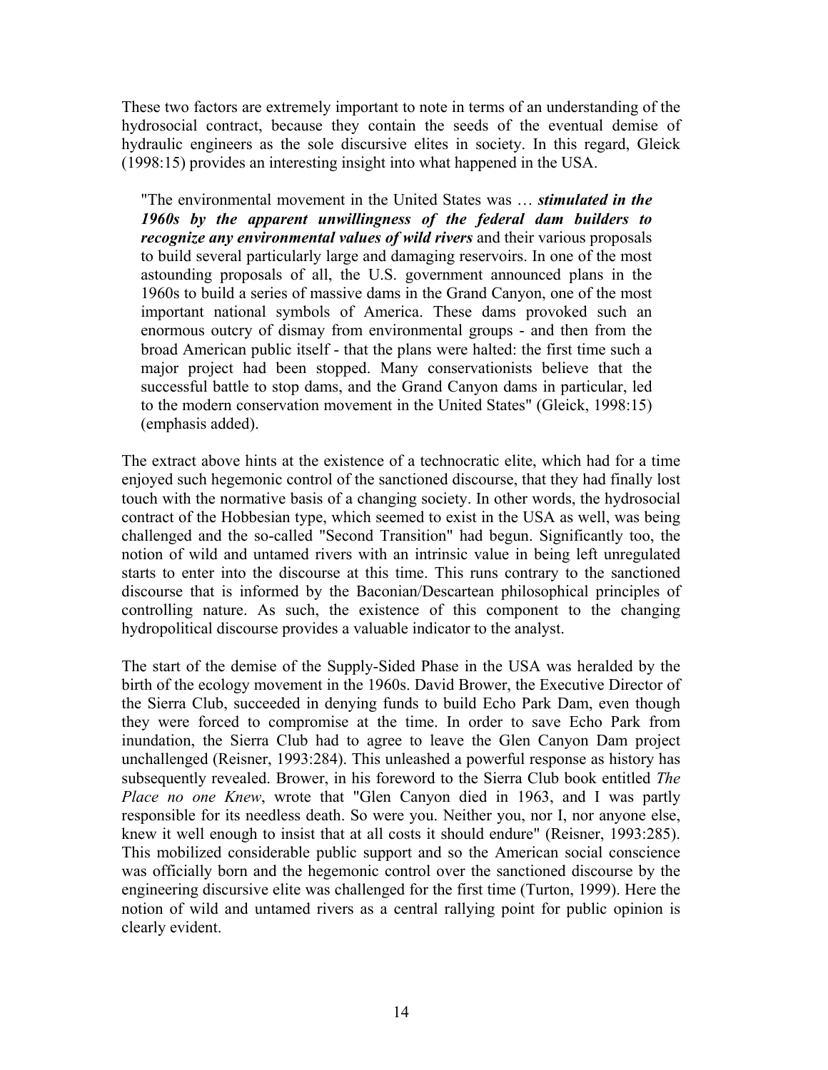These two factors are extremely important to note in terms of an understanding of the hydrosocial contract, because they contain the seeds of the eventual demise of hydraulic engineers as the sole discursive elites in society. In this regard, Gleick (1998:15) provides an interesting insight into what happened in the USA.

> "The environmental movement in the United States was … ***stimulated in the 1960s by the apparent unwillingness of the federal dam builders to recognize any environmental values of wild rivers*** and their various proposals to build several particularly large and damaging reservoirs. In one of the most astounding proposals of all, the U.S. government announced plans in the 1960s to build a series of massive dams in the Grand Canyon, one of the most important national symbols of America. These dams provoked such an enormous outcry of dismay from environmental groups - and then from the broad American public itself - that the plans were halted: the first time such a major project had been stopped. Many conservationists believe that the successful battle to stop dams, and the Grand Canyon dams in particular, led to the modern conservation movement in the United States" (Gleick, 1998:15) (emphasis added).

The extract above hints at the existence of a technocratic elite, which had for a time enjoyed such hegemonic control of the sanctioned discourse, that they had finally lost touch with the normative basis of a changing society. In other words, the hydrosocial contract of the Hobbesian type, which seemed to exist in the USA as well, was being challenged and the so-called "Second Transition" had begun. Significantly too, the notion of wild and untamed rivers with an intrinsic value in being left unregulated starts to enter into the discourse at this time. This runs contrary to the sanctioned discourse that is informed by the Baconian/Descartean philosophical principles of controlling nature. As such, the existence of this component to the changing hydropolitical discourse provides a valuable indicator to the analyst.

The start of the demise of the Supply-Sided Phase in the USA was heralded by the birth of the ecology movement in the 1960s. David Brower, the Executive Director of the Sierra Club, succeeded in denying funds to build Echo Park Dam, even though they were forced to compromise at the time. In order to save Echo Park from inundation, the Sierra Club had to agree to leave the Glen Canyon Dam project unchallenged (Reisner, 1993:284). This unleashed a powerful response as history has subsequently revealed. Brower, in his foreword to the Sierra Club book entitled *The Place no one Knew*, wrote that "Glen Canyon died in 1963, and I was partly responsible for its needless death. So were you. Neither you, nor I, nor anyone else, knew it well enough to insist that at all costs it should endure" (Reisner, 1993:285). This mobilized considerable public support and so the American social conscience was officially born and the hegemonic control over the sanctioned discourse by the engineering discursive elite was challenged for the first time (Turton, 1999). Here the notion of wild and untamed rivers as a central rallying point for public opinion is clearly evident.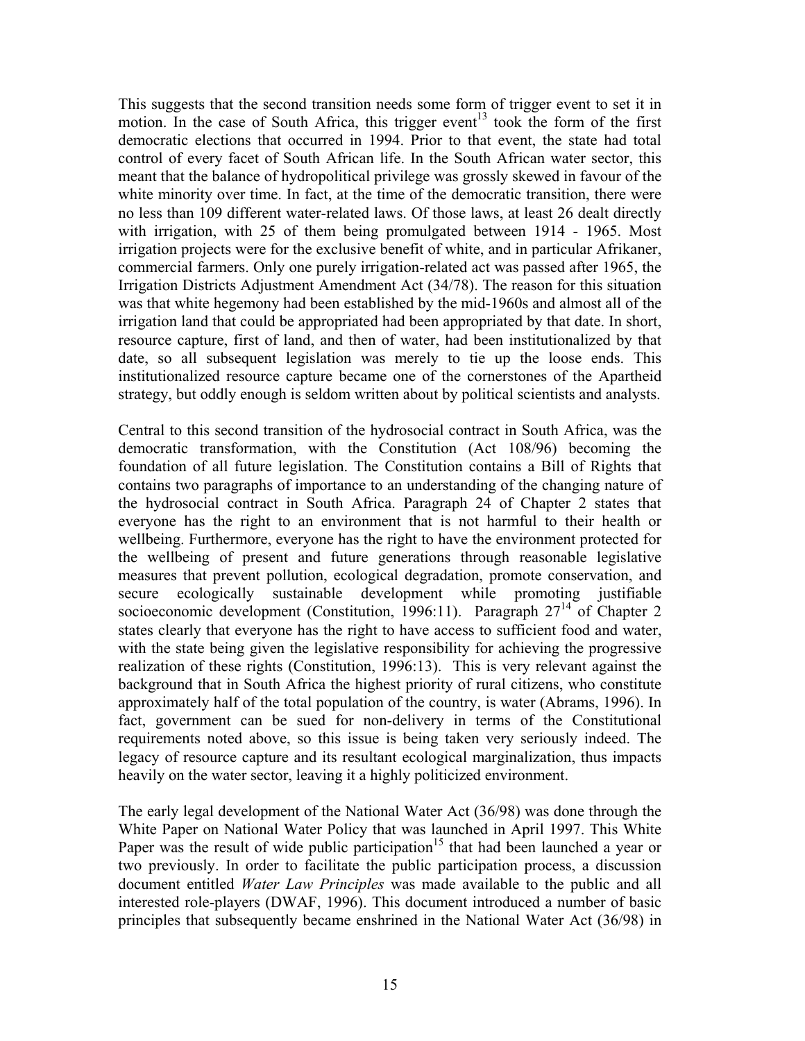This suggests that the second transition needs some form of trigger event to set it in motion. In the case of South Africa, this trigger event[13] took the form of the first democratic elections that occurred in 1994. Prior to that event, the state had total control of every facet of South African life. In the South African water sector, this meant that the balance of hydropolitical privilege was grossly skewed in favour of the white minority over time. In fact, at the time of the democratic transition, there were no less than 109 different water-related laws. Of those laws, at least 26 dealt directly with irrigation, with 25 of them being promulgated between 1914 - 1965. Most irrigation projects were for the exclusive benefit of white, and in particular Afrikaner, commercial farmers. Only one purely irrigation-related act was passed after 1965, the Irrigation Districts Adjustment Amendment Act (34/78). The reason for this situation was that white hegemony had been established by the mid-1960s and almost all of the irrigation land that could be appropriated had been appropriated by that date. In short, resource capture, first of land, and then of water, had been institutionalized by that date, so all subsequent legislation was merely to tie up the loose ends. This institutionalized resource capture became one of the cornerstones of the Apartheid strategy, but oddly enough is seldom written about by political scientists and analysts.

Central to this second transition of the hydrosocial contract in South Africa, was the democratic transformation, with the Constitution (Act 108/96) becoming the foundation of all future legislation. The Constitution contains a Bill of Rights that contains two paragraphs of importance to an understanding of the changing nature of the hydrosocial contract in South Africa. Paragraph 24 of Chapter 2 states that everyone has the right to an environment that is not harmful to their health or wellbeing. Furthermore, everyone has the right to have the environment protected for the wellbeing of present and future generations through reasonable legislative measures that prevent pollution, ecological degradation, promote conservation, and secure ecologically sustainable development while promoting justifiable socioeconomic development (Constitution, 1996:11). Paragraph 27[14] of Chapter 2 states clearly that everyone has the right to have access to sufficient food and water, with the state being given the legislative responsibility for achieving the progressive realization of these rights (Constitution, 1996:13). This is very relevant against the background that in South Africa the highest priority of rural citizens, who constitute approximately half of the total population of the country, is water (Abrams, 1996). In fact, government can be sued for non-delivery in terms of the Constitutional requirements noted above, so this issue is being taken very seriously indeed. The legacy of resource capture and its resultant ecological marginalization, thus impacts heavily on the water sector, leaving it a highly politicized environment.

The early legal development of the National Water Act (36/98) was done through the White Paper on National Water Policy that was launched in April 1997. This White Paper was the result of wide public participation[15] that had been launched a year or two previously. In order to facilitate the public participation process, a discussion document entitled *Water Law Principles* was made available to the public and all interested role-players (DWAF, 1996). This document introduced a number of basic principles that subsequently became enshrined in the National Water Act (36/98) in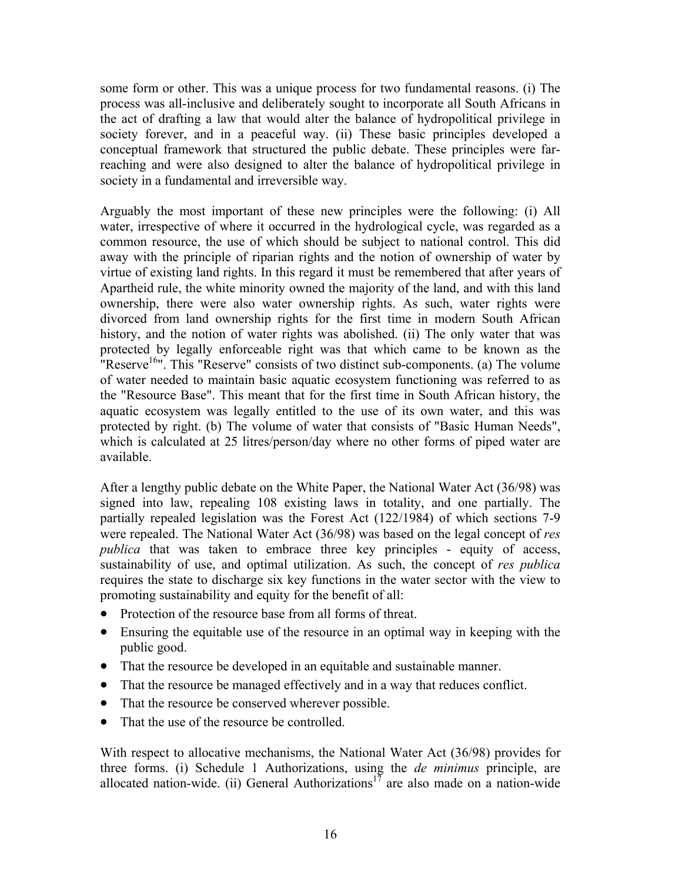some form or other. This was a unique process for two fundamental reasons. (i) The process was all-inclusive and deliberately sought to incorporate all South Africans in the act of drafting a law that would alter the balance of hydropolitical privilege in society forever, and in a peaceful way. (ii) These basic principles developed a conceptual framework that structured the public debate. These principles were far-reaching and were also designed to alter the balance of hydropolitical privilege in society in a fundamental and irreversible way.

Arguably the most important of these new principles were the following: (i) All water, irrespective of where it occurred in the hydrological cycle, was regarded as a common resource, the use of which should be subject to national control. This did away with the principle of riparian rights and the notion of ownership of water by virtue of existing land rights. In this regard it must be remembered that after years of Apartheid rule, the white minority owned the majority of the land, and with this land ownership, there were also water ownership rights. As such, water rights were divorced from land ownership rights for the first time in modern South African history, and the notion of water rights was abolished. (ii) The only water that was protected by legally enforceable right was that which came to be known as the "Reserve[16]". This "Reserve" consists of two distinct sub-components. (a) The volume of water needed to maintain basic aquatic ecosystem functioning was referred to as the "Resource Base". This meant that for the first time in South African history, the aquatic ecosystem was legally entitled to the use of its own water, and this was protected by right. (b) The volume of water that consists of "Basic Human Needs", which is calculated at 25 litres/person/day where no other forms of piped water are available.

After a lengthy public debate on the White Paper, the National Water Act (36/98) was signed into law, repealing 108 existing laws in totality, and one partially. The partially repealed legislation was the Forest Act (122/1984) of which sections 7-9 were repealed. The National Water Act (36/98) was based on the legal concept of *res publica* that was taken to embrace three key principles - equity of access, sustainability of use, and optimal utilization. As such, the concept of *res publica* requires the state to discharge six key functions in the water sector with the view to promoting sustainability and equity for the benefit of all:

- Protection of the resource base from all forms of threat.
- Ensuring the equitable use of the resource in an optimal way in keeping with the public good.
- That the resource be developed in an equitable and sustainable manner.
- That the resource be managed effectively and in a way that reduces conflict.
- That the resource be conserved wherever possible.
- That the use of the resource be controlled.

With respect to allocative mechanisms, the National Water Act (36/98) provides for three forms. (i) Schedule 1 Authorizations, using the *de minimus* principle, are allocated nation-wide. (ii) General Authorizations[17] are also made on a nation-wide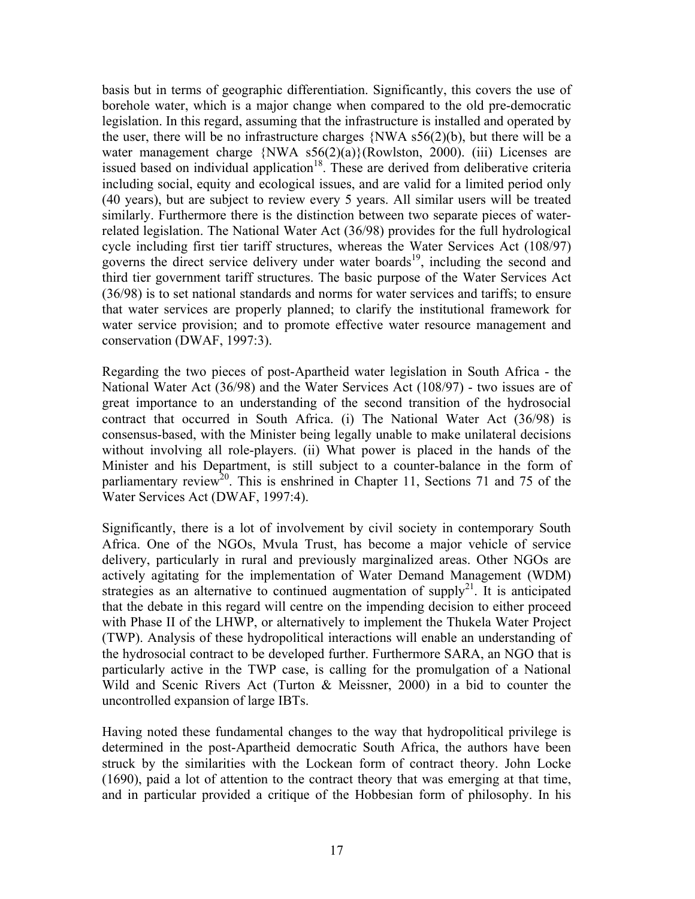basis but in terms of geographic differentiation. Significantly, this covers the use of borehole water, which is a major change when compared to the old pre-democratic legislation. In this regard, assuming that the infrastructure is installed and operated by the user, there will be no infrastructure charges {NWA s56(2)(b), but there will be a water management charge {NWA s56(2)(a)}(Rowlston, 2000). (iii) Licenses are issued based on individual application[18]. These are derived from deliberative criteria including social, equity and ecological issues, and are valid for a limited period only (40 years), but are subject to review every 5 years. All similar users will be treated similarly. Furthermore there is the distinction between two separate pieces of water-related legislation. The National Water Act (36/98) provides for the full hydrological cycle including first tier tariff structures, whereas the Water Services Act (108/97) governs the direct service delivery under water boards[19], including the second and third tier government tariff structures. The basic purpose of the Water Services Act (36/98) is to set national standards and norms for water services and tariffs; to ensure that water services are properly planned; to clarify the institutional framework for water service provision; and to promote effective water resource management and conservation (DWAF, 1997:3).

Regarding the two pieces of post-Apartheid water legislation in South Africa - the National Water Act (36/98) and the Water Services Act (108/97) - two issues are of great importance to an understanding of the second transition of the hydrosocial contract that occurred in South Africa. (i) The National Water Act (36/98) is consensus-based, with the Minister being legally unable to make unilateral decisions without involving all role-players. (ii) What power is placed in the hands of the Minister and his Department, is still subject to a counter-balance in the form of parliamentary review[20]. This is enshrined in Chapter 11, Sections 71 and 75 of the Water Services Act (DWAF, 1997:4).

Significantly, there is a lot of involvement by civil society in contemporary South Africa. One of the NGOs, Mvula Trust, has become a major vehicle of service delivery, particularly in rural and previously marginalized areas. Other NGOs are actively agitating for the implementation of Water Demand Management (WDM) strategies as an alternative to continued augmentation of supply[21]. It is anticipated that the debate in this regard will centre on the impending decision to either proceed with Phase II of the LHWP, or alternatively to implement the Thukela Water Project (TWP). Analysis of these hydropolitical interactions will enable an understanding of the hydrosocial contract to be developed further. Furthermore SARA, an NGO that is particularly active in the TWP case, is calling for the promulgation of a National Wild and Scenic Rivers Act (Turton & Meissner, 2000) in a bid to counter the uncontrolled expansion of large IBTs.

Having noted these fundamental changes to the way that hydropolitical privilege is determined in the post-Apartheid democratic South Africa, the authors have been struck by the similarities with the Lockean form of contract theory. John Locke (1690), paid a lot of attention to the contract theory that was emerging at that time, and in particular provided a critique of the Hobbesian form of philosophy. In his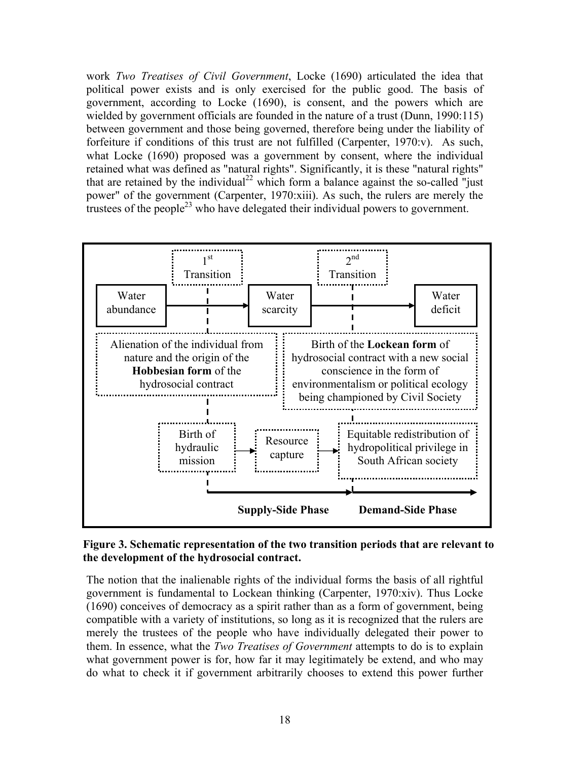work *Two Treatises of Civil Government*, Locke (1690) articulated the idea that political power exists and is only exercised for the public good. The basis of government, according to Locke (1690), is consent, and the powers which are wielded by government officials are founded in the nature of a trust (Dunn, 1990:115) between government and those being governed, therefore being under the liability of forfeiture if conditions of this trust are not fulfilled (Carpenter, 1970:v). As such, what Locke (1690) proposed was a government by consent, where the individual retained what was defined as "natural rights". Significantly, it is these "natural rights" that are retained by the individual[22] which form a balance against the so-called "just power" of the government (Carpenter, 1970:xiii). As such, the rulers are merely the trustees of the people[23] who have delegated their individual powers to government.

1st Transition

2nd Transition

Water abundance → Water scarcity → Water deficit

Alienation of the individual from nature and the origin of the **Hobbesian form** of the hydrosocial contract

Birth of the **Lockean form** of hydrosocial contract with a new social conscience in the form of environmentalism or political ecology being championed by Civil Society

Birth of hydraulic mission → Resource capture → Equitable redistribution of hydropolitical privilege in South African society

**Supply-Side Phase** **Demand-Side Phase**

**Figure 3. Schematic representation of the two transition periods that are relevant to the development of the hydrosocial contract.**

The notion that the inalienable rights of the individual forms the basis of all rightful government is fundamental to Lockean thinking (Carpenter, 1970:xiv). Thus Locke (1690) conceives of democracy as a spirit rather than as a form of government, being compatible with a variety of institutions, so long as it is recognized that the rulers are merely the trustees of the people who have individually delegated their power to them. In essence, what the *Two Treatises of Government* attempts to do is to explain what government power is for, how far it may legitimately be extend, and who may do what to check it if government arbitrarily chooses to extend this power further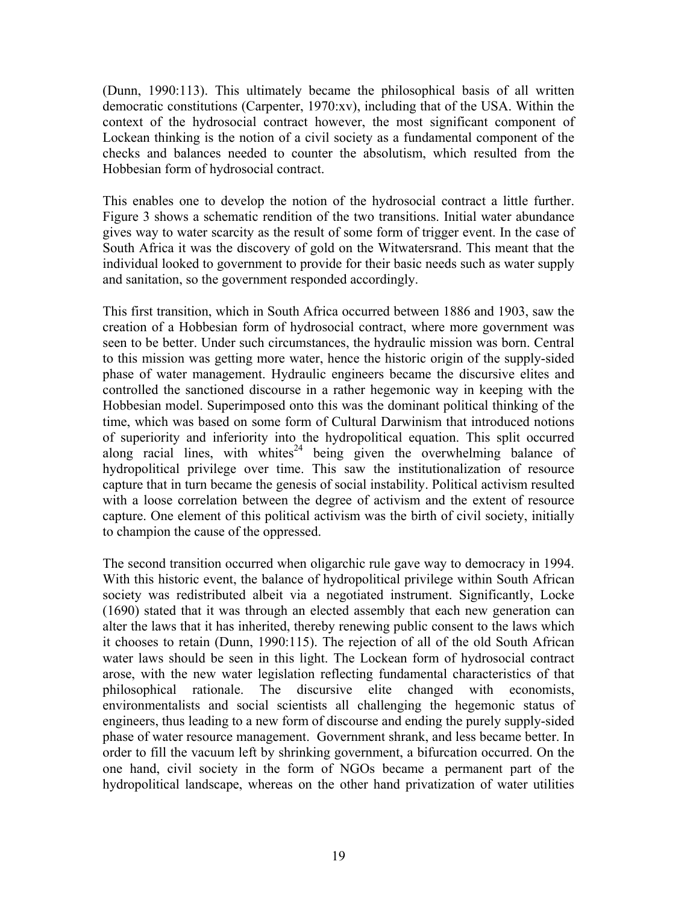(Dunn, 1990:113). This ultimately became the philosophical basis of all written democratic constitutions (Carpenter, 1970:xv), including that of the USA. Within the context of the hydrosocial contract however, the most significant component of Lockean thinking is the notion of a civil society as a fundamental component of the checks and balances needed to counter the absolutism, which resulted from the Hobbesian form of hydrosocial contract.

This enables one to develop the notion of the hydrosocial contract a little further. Figure 3 shows a schematic rendition of the two transitions. Initial water abundance gives way to water scarcity as the result of some form of trigger event. In the case of South Africa it was the discovery of gold on the Witwatersrand. This meant that the individual looked to government to provide for their basic needs such as water supply and sanitation, so the government responded accordingly.

This first transition, which in South Africa occurred between 1886 and 1903, saw the creation of a Hobbesian form of hydrosocial contract, where more government was seen to be better. Under such circumstances, the hydraulic mission was born. Central to this mission was getting more water, hence the historic origin of the supply-sided phase of water management. Hydraulic engineers became the discursive elites and controlled the sanctioned discourse in a rather hegemonic way in keeping with the Hobbesian model. Superimposed onto this was the dominant political thinking of the time, which was based on some form of Cultural Darwinism that introduced notions of superiority and inferiority into the hydropolitical equation. This split occurred along racial lines, with whites[24] being given the overwhelming balance of hydropolitical privilege over time. This saw the institutionalization of resource capture that in turn became the genesis of social instability. Political activism resulted with a loose correlation between the degree of activism and the extent of resource capture. One element of this political activism was the birth of civil society, initially to champion the cause of the oppressed.

The second transition occurred when oligarchic rule gave way to democracy in 1994. With this historic event, the balance of hydropolitical privilege within South African society was redistributed albeit via a negotiated instrument. Significantly, Locke (1690) stated that it was through an elected assembly that each new generation can alter the laws that it has inherited, thereby renewing public consent to the laws which it chooses to retain (Dunn, 1990:115). The rejection of all of the old South African water laws should be seen in this light. The Lockean form of hydrosocial contract arose, with the new water legislation reflecting fundamental characteristics of that philosophical rationale. The discursive elite changed with economists, environmentalists and social scientists all challenging the hegemonic status of engineers, thus leading to a new form of discourse and ending the purely supply-sided phase of water resource management. Government shrank, and less became better. In order to fill the vacuum left by shrinking government, a bifurcation occurred. On the one hand, civil society in the form of NGOs became a permanent part of the hydropolitical landscape, whereas on the other hand privatization of water utilities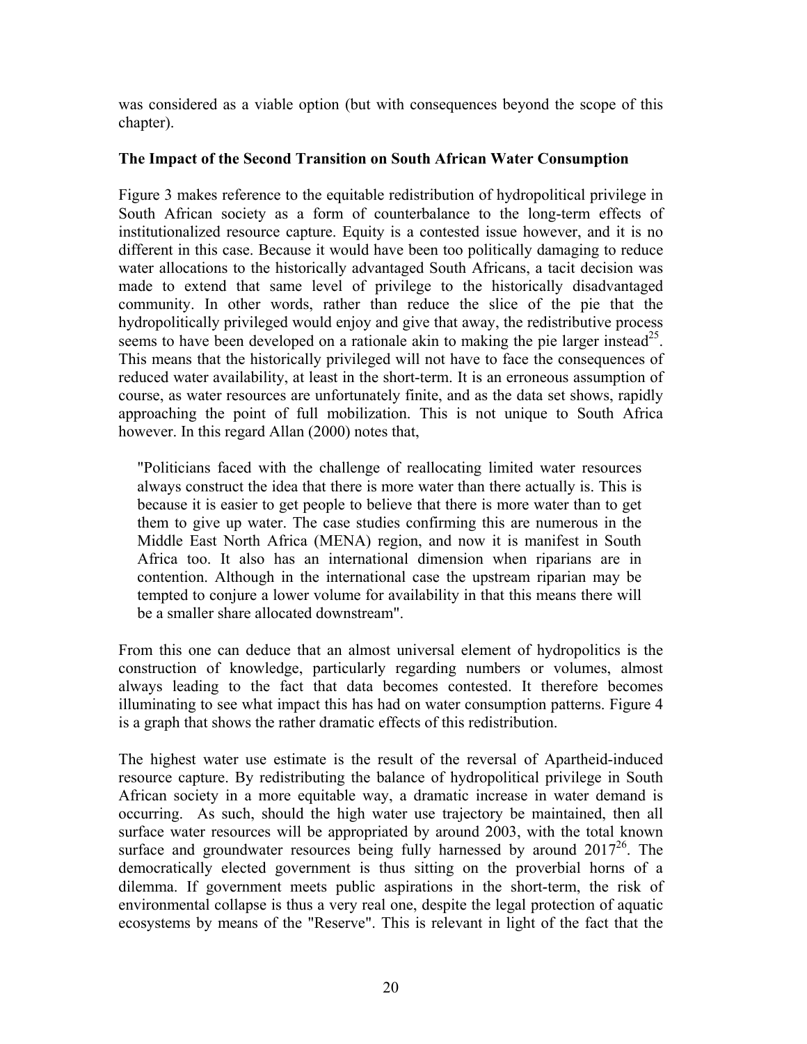was considered as a viable option (but with consequences beyond the scope of this chapter).

### The Impact of the Second Transition on South African Water Consumption

Figure 3 makes reference to the equitable redistribution of hydropolitical privilege in South African society as a form of counterbalance to the long-term effects of institutionalized resource capture. Equity is a contested issue however, and it is no different in this case. Because it would have been too politically damaging to reduce water allocations to the historically advantaged South Africans, a tacit decision was made to extend that same level of privilege to the historically disadvantaged community. In other words, rather than reduce the slice of the pie that the hydropolitically privileged would enjoy and give that away, the redistributive process seems to have been developed on a rationale akin to making the pie larger instead[25]. This means that the historically privileged will not have to face the consequences of reduced water availability, at least in the short-term. It is an erroneous assumption of course, as water resources are unfortunately finite, and as the data set shows, rapidly approaching the point of full mobilization. This is not unique to South Africa however. In this regard Allan (2000) notes that,

> "Politicians faced with the challenge of reallocating limited water resources always construct the idea that there is more water than there actually is. This is because it is easier to get people to believe that there is more water than to get them to give up water. The case studies confirming this are numerous in the Middle East North Africa (MENA) region, and now it is manifest in South Africa too. It also has an international dimension when riparians are in contention. Although in the international case the upstream riparian may be tempted to conjure a lower volume for availability in that this means there will be a smaller share allocated downstream".

From this one can deduce that an almost universal element of hydropolitics is the construction of knowledge, particularly regarding numbers or volumes, almost always leading to the fact that data becomes contested. It therefore becomes illuminating to see what impact this has had on water consumption patterns. Figure 4 is a graph that shows the rather dramatic effects of this redistribution.

The highest water use estimate is the result of the reversal of Apartheid-induced resource capture. By redistributing the balance of hydropolitical privilege in South African society in a more equitable way, a dramatic increase in water demand is occurring. As such, should the high water use trajectory be maintained, then all surface water resources will be appropriated by around 2003, with the total known surface and groundwater resources being fully harnessed by around 2017[26]. The democratically elected government is thus sitting on the proverbial horns of a dilemma. If government meets public aspirations in the short-term, the risk of environmental collapse is thus a very real one, despite the legal protection of aquatic ecosystems by means of the "Reserve". This is relevant in light of the fact that the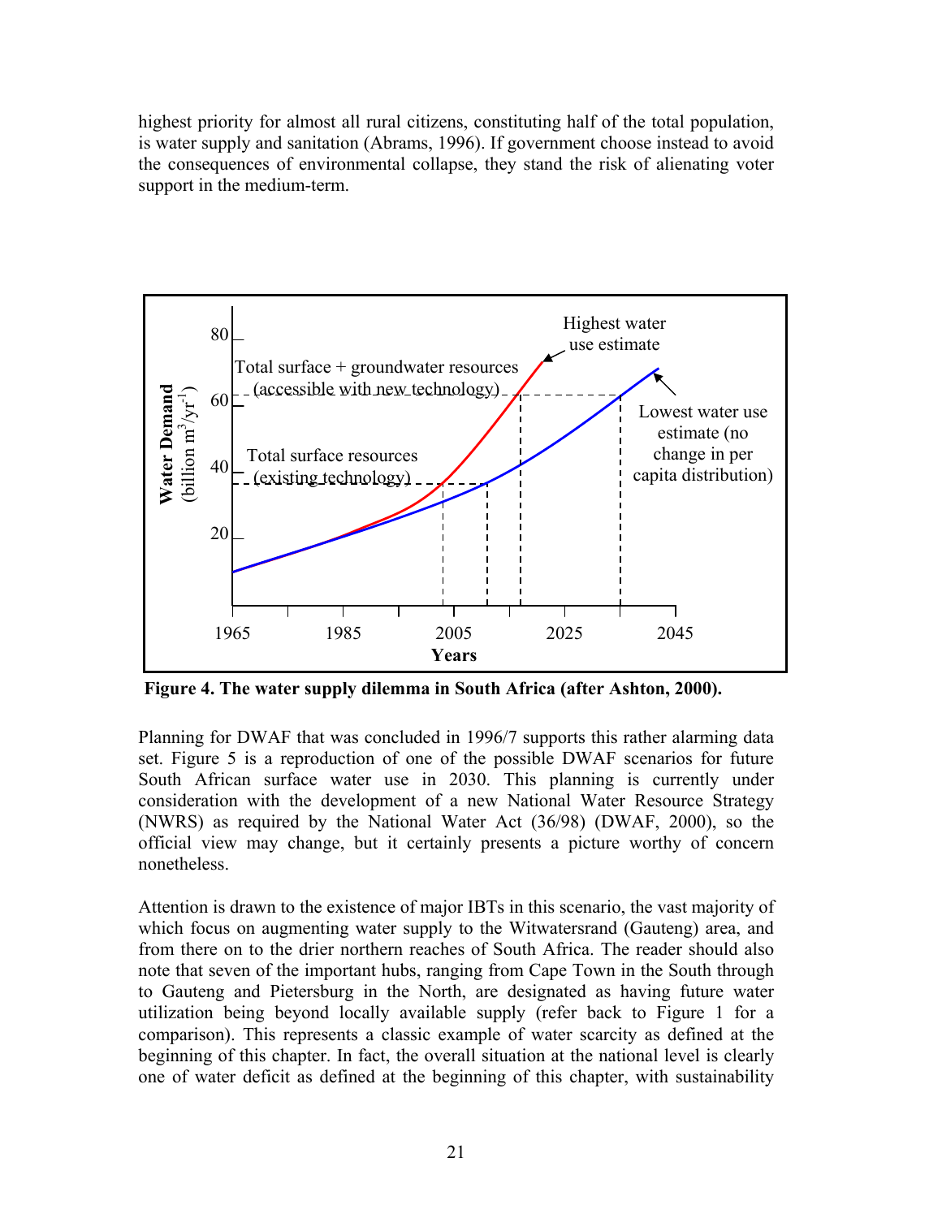highest priority for almost all rural citizens, constituting half of the total population, is water supply and sanitation (Abrams, 1996). If government choose instead to avoid the consequences of environmental collapse, they stand the risk of alienating voter support in the medium-term.

**Figure 4. The water supply dilemma in South Africa (after Ashton, 2000).**

Planning for DWAF that was concluded in 1996/7 supports this rather alarming data set. Figure 5 is a reproduction of one of the possible DWAF scenarios for future South African surface water use in 2030. This planning is currently under consideration with the development of a new National Water Resource Strategy (NWRS) as required by the National Water Act (36/98) (DWAF, 2000), so the official view may change, but it certainly presents a picture worthy of concern nonetheless.

Attention is drawn to the existence of major IBTs in this scenario, the vast majority of which focus on augmenting water supply to the Witwatersrand (Gauteng) area, and from there on to the drier northern reaches of South Africa. The reader should also note that seven of the important hubs, ranging from Cape Town in the South through to Gauteng and Pietersburg in the North, are designated as having future water utilization being beyond locally available supply (refer back to Figure 1 for a comparison). This represents a classic example of water scarcity as defined at the beginning of this chapter. In fact, the overall situation at the national level is clearly one of water deficit as defined at the beginning of this chapter, with sustainability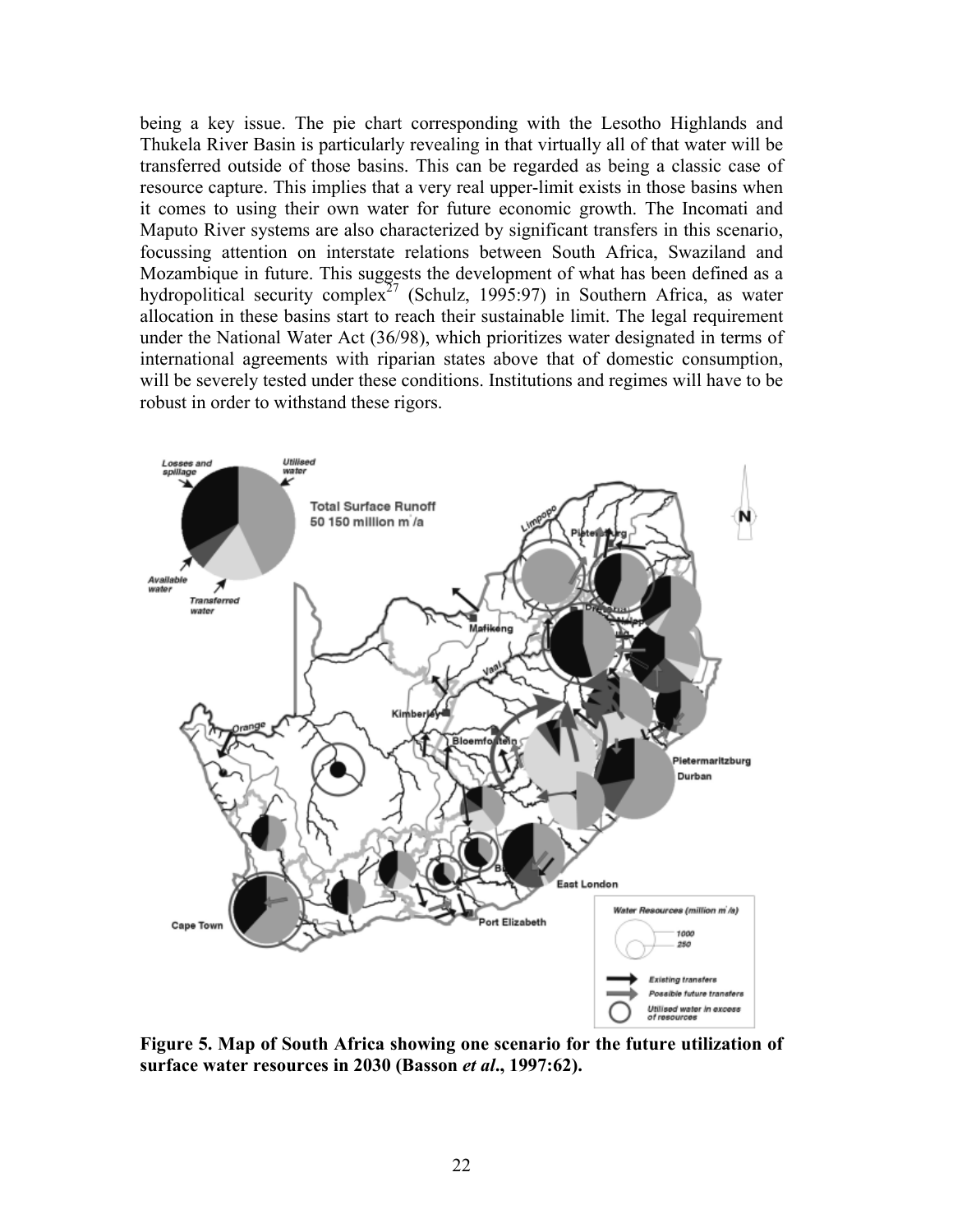being a key issue. The pie chart corresponding with the Lesotho Highlands and Thukela River Basin is particularly revealing in that virtually all of that water will be transferred outside of those basins. This can be regarded as being a classic case of resource capture. This implies that a very real upper-limit exists in those basins when it comes to using their own water for future economic growth. The Incomati and Maputo River systems are also characterized by significant transfers in this scenario, focussing attention on interstate relations between South Africa, Swaziland and Mozambique in future. This suggests the development of what has been defined as a hydropolitical security complex[27] (Schulz, 1995:97) in Southern Africa, as water allocation in these basins start to reach their sustainable limit. The legal requirement under the National Water Act (36/98), which prioritizes water designated in terms of international agreements with riparian states above that of domestic consumption, will be severely tested under these conditions. Institutions and regimes will have to be robust in order to withstand these rigors.

**Figure 5. Map of South Africa showing one scenario for the future utilization of surface water resources in 2030 (Basson *et al*., 1997:62).**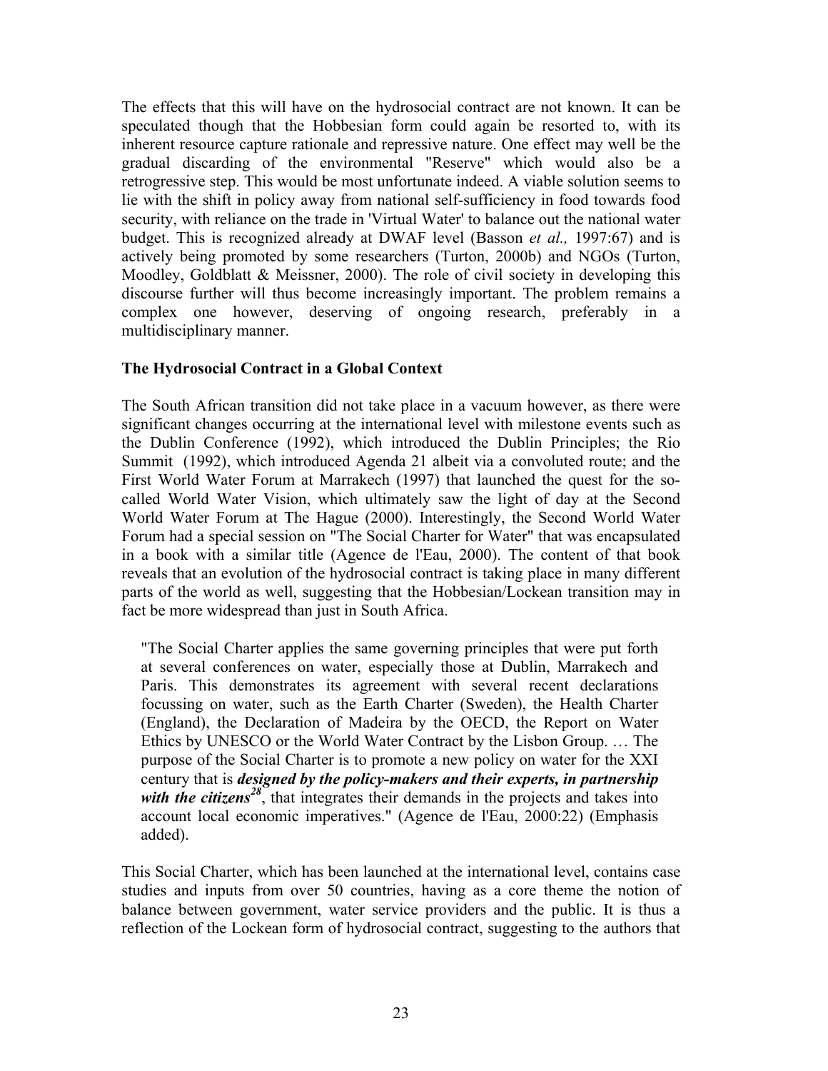The effects that this will have on the hydrosocial contract are not known. It can be speculated though that the Hobbesian form could again be resorted to, with its inherent resource capture rationale and repressive nature. One effect may well be the gradual discarding of the environmental "Reserve" which would also be a retrogressive step. This would be most unfortunate indeed. A viable solution seems to lie with the shift in policy away from national self-sufficiency in food towards food security, with reliance on the trade in 'Virtual Water' to balance out the national water budget. This is recognized already at DWAF level (Basson *et al.,* 1997:67) and is actively being promoted by some researchers (Turton, 2000b) and NGOs (Turton, Moodley, Goldblatt & Meissner, 2000). The role of civil society in developing this discourse further will thus become increasingly important. The problem remains a complex one however, deserving of ongoing research, preferably in a multidisciplinary manner.

## The Hydrosocial Contract in a Global Context

The South African transition did not take place in a vacuum however, as there were significant changes occurring at the international level with milestone events such as the Dublin Conference (1992), which introduced the Dublin Principles; the Rio Summit (1992), which introduced Agenda 21 albeit via a convoluted route; and the First World Water Forum at Marrakech (1997) that launched the quest for the so-called World Water Vision, which ultimately saw the light of day at the Second World Water Forum at The Hague (2000). Interestingly, the Second World Water Forum had a special session on "The Social Charter for Water" that was encapsulated in a book with a similar title (Agence de l'Eau, 2000). The content of that book reveals that an evolution of the hydrosocial contract is taking place in many different parts of the world as well, suggesting that the Hobbesian/Lockean transition may in fact be more widespread than just in South Africa.

> "The Social Charter applies the same governing principles that were put forth at several conferences on water, especially those at Dublin, Marrakech and Paris. This demonstrates its agreement with several recent declarations focussing on water, such as the Earth Charter (Sweden), the Health Charter (England), the Declaration of Madeira by the OECD, the Report on Water Ethics by UNESCO or the World Water Contract by the Lisbon Group. … The purpose of the Social Charter is to promote a new policy on water for the XXI century that is ***designed by the policy-makers and their experts, in partnership with the citizens***[28], that integrates their demands in the projects and takes into account local economic imperatives." (Agence de l'Eau, 2000:22) (Emphasis added).

This Social Charter, which has been launched at the international level, contains case studies and inputs from over 50 countries, having as a core theme the notion of balance between government, water service providers and the public. It is thus a reflection of the Lockean form of hydrosocial contract, suggesting to the authors that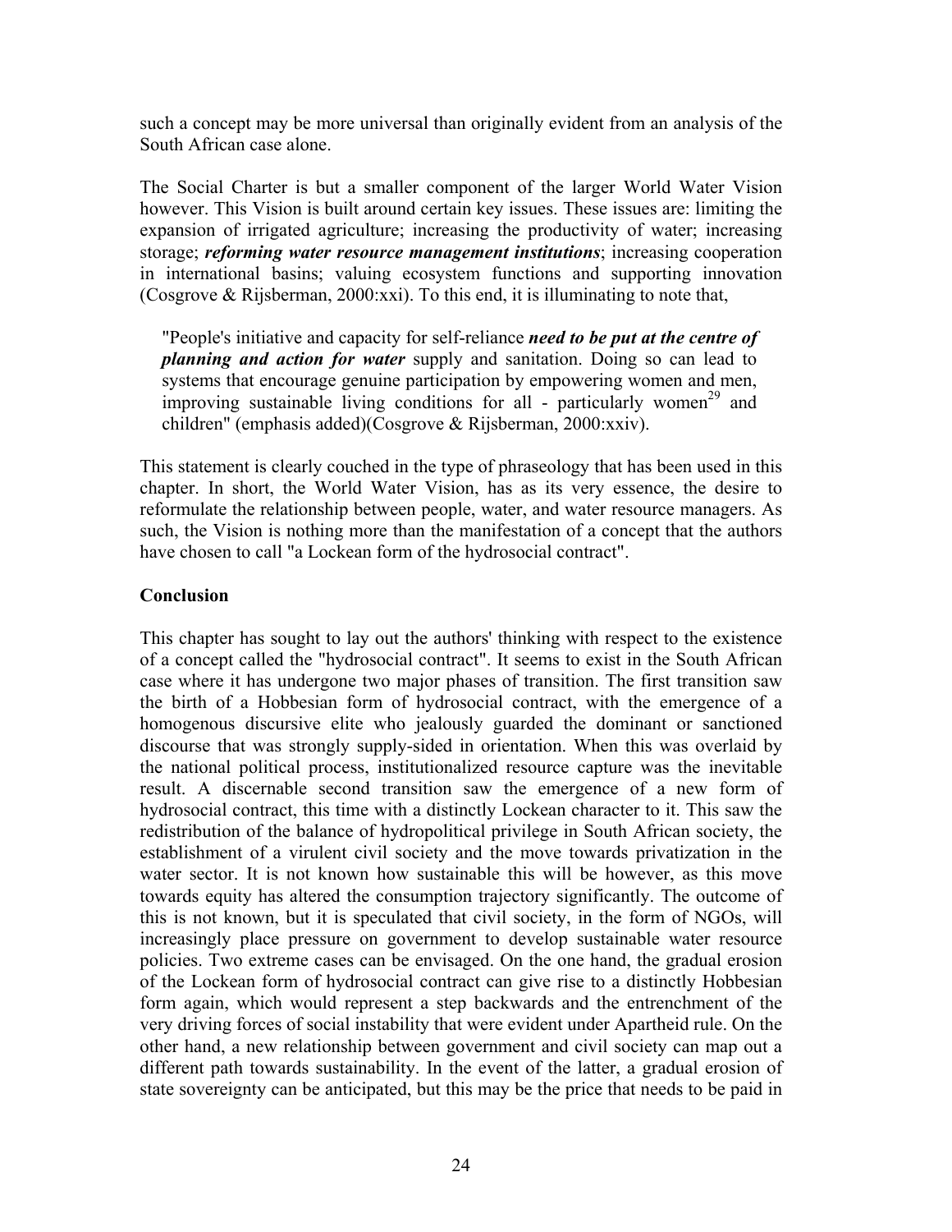such a concept may be more universal than originally evident from an analysis of the South African case alone.

The Social Charter is but a smaller component of the larger World Water Vision however. This Vision is built around certain key issues. These issues are: limiting the expansion of irrigated agriculture; increasing the productivity of water; increasing storage; ***reforming water resource management institutions***; increasing cooperation in international basins; valuing ecosystem functions and supporting innovation (Cosgrove & Rijsberman, 2000:xxi). To this end, it is illuminating to note that,

> "People's initiative and capacity for self-reliance ***need to be put at the centre of planning and action for water*** supply and sanitation. Doing so can lead to systems that encourage genuine participation by empowering women and men, improving sustainable living conditions for all - particularly women[29] and children" (emphasis added)(Cosgrove & Rijsberman, 2000:xxiv).

This statement is clearly couched in the type of phraseology that has been used in this chapter. In short, the World Water Vision, has as its very essence, the desire to reformulate the relationship between people, water, and water resource managers. As such, the Vision is nothing more than the manifestation of a concept that the authors have chosen to call "a Lockean form of the hydrosocial contract".

**Conclusion**

This chapter has sought to lay out the authors' thinking with respect to the existence of a concept called the "hydrosocial contract". It seems to exist in the South African case where it has undergone two major phases of transition. The first transition saw the birth of a Hobbesian form of hydrosocial contract, with the emergence of a homogenous discursive elite who jealously guarded the dominant or sanctioned discourse that was strongly supply-sided in orientation. When this was overlaid by the national political process, institutionalized resource capture was the inevitable result. A discernable second transition saw the emergence of a new form of hydrosocial contract, this time with a distinctly Lockean character to it. This saw the redistribution of the balance of hydropolitical privilege in South African society, the establishment of a virulent civil society and the move towards privatization in the water sector. It is not known how sustainable this will be however, as this move towards equity has altered the consumption trajectory significantly. The outcome of this is not known, but it is speculated that civil society, in the form of NGOs, will increasingly place pressure on government to develop sustainable water resource policies. Two extreme cases can be envisaged. On the one hand, the gradual erosion of the Lockean form of hydrosocial contract can give rise to a distinctly Hobbesian form again, which would represent a step backwards and the entrenchment of the very driving forces of social instability that were evident under Apartheid rule. On the other hand, a new relationship between government and civil society can map out a different path towards sustainability. In the event of the latter, a gradual erosion of state sovereignty can be anticipated, but this may be the price that needs to be paid in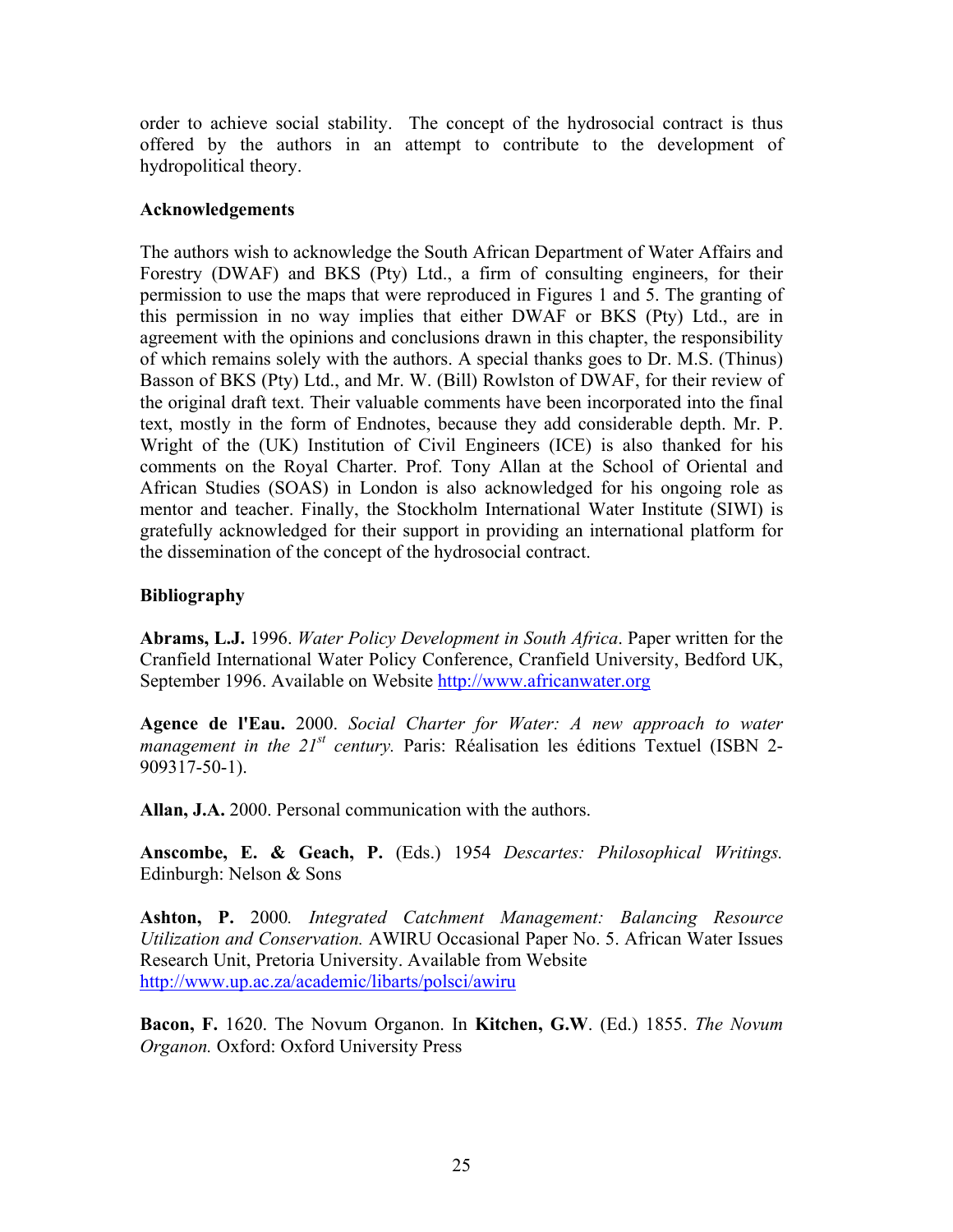order to achieve social stability. The concept of the hydrosocial contract is thus offered by the authors in an attempt to contribute to the development of hydropolitical theory.

## Acknowledgements

The authors wish to acknowledge the South African Department of Water Affairs and Forestry (DWAF) and BKS (Pty) Ltd., a firm of consulting engineers, for their permission to use the maps that were reproduced in Figures 1 and 5. The granting of this permission in no way implies that either DWAF or BKS (Pty) Ltd., are in agreement with the opinions and conclusions drawn in this chapter, the responsibility of which remains solely with the authors. A special thanks goes to Dr. M.S. (Thinus) Basson of BKS (Pty) Ltd., and Mr. W. (Bill) Rowlston of DWAF, for their review of the original draft text. Their valuable comments have been incorporated into the final text, mostly in the form of Endnotes, because they add considerable depth. Mr. P. Wright of the (UK) Institution of Civil Engineers (ICE) is also thanked for his comments on the Royal Charter. Prof. Tony Allan at the School of Oriental and African Studies (SOAS) in London is also acknowledged for his ongoing role as mentor and teacher. Finally, the Stockholm International Water Institute (SIWI) is gratefully acknowledged for their support in providing an international platform for the dissemination of the concept of the hydrosocial contract.

## Bibliography

**Abrams, L.J.** 1996. *Water Policy Development in South Africa*. Paper written for the Cranfield International Water Policy Conference, Cranfield University, Bedford UK, September 1996. Available on Website http://www.africanwater.org

**Agence de l'Eau.** 2000. *Social Charter for Water: A new approach to water management in the 21st century.* Paris: Réalisation les éditions Textuel (ISBN 2-909317-50-1).

**Allan, J.A.** 2000. Personal communication with the authors.

**Anscombe, E. & Geach, P.** (Eds.) 1954 *Descartes: Philosophical Writings.* Edinburgh: Nelson & Sons

**Ashton, P.** 2000*. Integrated Catchment Management: Balancing Resource Utilization and Conservation.* AWIRU Occasional Paper No. 5. African Water Issues Research Unit, Pretoria University. Available from Website http://www.up.ac.za/academic/libarts/polsci/awiru

**Bacon, F.** 1620. The Novum Organon. In **Kitchen, G.W**. (Ed.) 1855. *The Novum Organon.* Oxford: Oxford University Press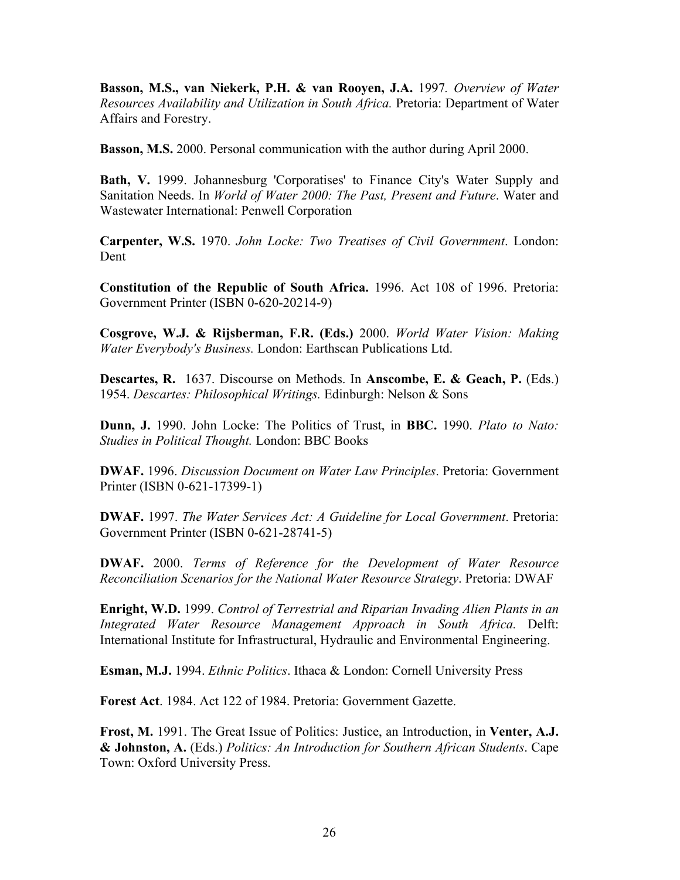**Basson, M.S., van Niekerk, P.H. & van Rooyen, J.A.** 1997*. Overview of Water Resources Availability and Utilization in South Africa.* Pretoria: Department of Water Affairs and Forestry.

**Basson, M.S.** 2000. Personal communication with the author during April 2000.

**Bath, V.** 1999. Johannesburg 'Corporatises' to Finance City's Water Supply and Sanitation Needs. In *World of Water 2000: The Past, Present and Future*. Water and Wastewater International: Penwell Corporation

**Carpenter, W.S.** 1970. *John Locke: Two Treatises of Civil Government*. London: Dent

**Constitution of the Republic of South Africa.** 1996. Act 108 of 1996. Pretoria: Government Printer (ISBN 0-620-20214-9)

**Cosgrove, W.J. & Rijsberman, F.R. (Eds.)** 2000. *World Water Vision: Making Water Everybody's Business.* London: Earthscan Publications Ltd.

**Descartes, R.** 1637. Discourse on Methods. In **Anscombe, E. & Geach, P.** (Eds.) 1954. *Descartes: Philosophical Writings.* Edinburgh: Nelson & Sons

**Dunn, J.** 1990. John Locke: The Politics of Trust, in **BBC.** 1990. *Plato to Nato: Studies in Political Thought.* London: BBC Books

**DWAF.** 1996. *Discussion Document on Water Law Principles*. Pretoria: Government Printer (ISBN 0-621-17399-1)

**DWAF.** 1997. *The Water Services Act: A Guideline for Local Government*. Pretoria: Government Printer (ISBN 0-621-28741-5)

**DWAF.** 2000. *Terms of Reference for the Development of Water Resource Reconciliation Scenarios for the National Water Resource Strategy*. Pretoria: DWAF

**Enright, W.D.** 1999. *Control of Terrestrial and Riparian Invading Alien Plants in an Integrated Water Resource Management Approach in South Africa.* Delft: International Institute for Infrastructural, Hydraulic and Environmental Engineering.

**Esman, M.J.** 1994. *Ethnic Politics*. Ithaca & London: Cornell University Press

**Forest Act**. 1984. Act 122 of 1984. Pretoria: Government Gazette.

**Frost, M.** 1991. The Great Issue of Politics: Justice, an Introduction, in **Venter, A.J. & Johnston, A.** (Eds.) *Politics: An Introduction for Southern African Students*. Cape Town: Oxford University Press.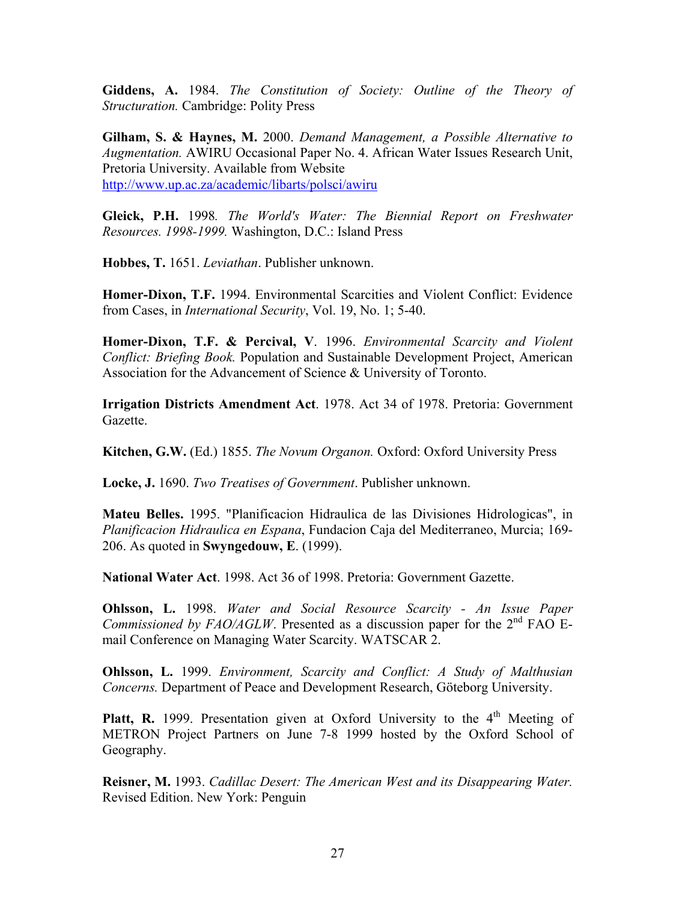**Giddens, A.** 1984. *The Constitution of Society: Outline of the Theory of Structuration.* Cambridge: Polity Press

**Gilham, S. & Haynes, M.** 2000. *Demand Management, a Possible Alternative to Augmentation.* AWIRU Occasional Paper No. 4. African Water Issues Research Unit, Pretoria University. Available from Website http://www.up.ac.za/academic/libarts/polsci/awiru

**Gleick, P.H.** 1998*. The World's Water: The Biennial Report on Freshwater Resources. 1998-1999.* Washington, D.C.: Island Press

**Hobbes, T.** 1651. *Leviathan*. Publisher unknown.

**Homer-Dixon, T.F.** 1994. Environmental Scarcities and Violent Conflict: Evidence from Cases, in *International Security*, Vol. 19, No. 1; 5-40.

**Homer-Dixon, T.F. & Percival, V**. 1996. *Environmental Scarcity and Violent Conflict: Briefing Book.* Population and Sustainable Development Project, American Association for the Advancement of Science & University of Toronto.

**Irrigation Districts Amendment Act**. 1978. Act 34 of 1978. Pretoria: Government Gazette.

**Kitchen, G.W.** (Ed.) 1855. *The Novum Organon.* Oxford: Oxford University Press

**Locke, J.** 1690. *Two Treatises of Government*. Publisher unknown.

**Mateu Belles.** 1995. "Planificacion Hidraulica de las Divisiones Hidrologicas", in *Planificacion Hidraulica en Espana*, Fundacion Caja del Mediterraneo, Murcia; 169-206. As quoted in **Swyngedouw, E**. (1999).

**National Water Act**. 1998. Act 36 of 1998. Pretoria: Government Gazette.

**Ohlsson, L.** 1998. *Water and Social Resource Scarcity - An Issue Paper Commissioned by FAO/AGLW*. Presented as a discussion paper for the 2nd FAO E-mail Conference on Managing Water Scarcity. WATSCAR 2.

**Ohlsson, L.** 1999. *Environment, Scarcity and Conflict: A Study of Malthusian Concerns.* Department of Peace and Development Research, Göteborg University.

**Platt, R.** 1999. Presentation given at Oxford University to the 4th Meeting of METRON Project Partners on June 7-8 1999 hosted by the Oxford School of Geography.

**Reisner, M.** 1993. *Cadillac Desert: The American West and its Disappearing Water.* Revised Edition. New York: Penguin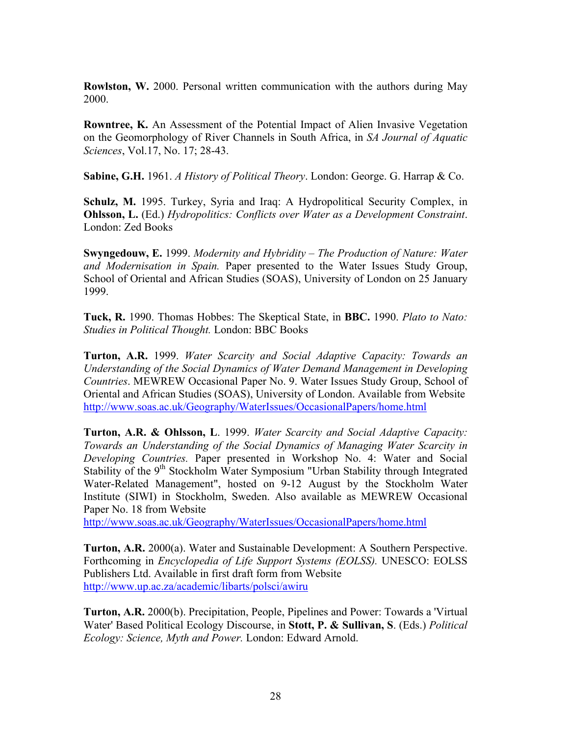**Rowlston, W.** 2000. Personal written communication with the authors during May 2000.

**Rowntree, K.** An Assessment of the Potential Impact of Alien Invasive Vegetation on the Geomorphology of River Channels in South Africa, in *SA Journal of Aquatic Sciences*, Vol.17, No. 17; 28-43.

**Sabine, G.H.** 1961. *A History of Political Theory*. London: George. G. Harrap & Co.

**Schulz, M.** 1995. Turkey, Syria and Iraq: A Hydropolitical Security Complex, in **Ohlsson, L.** (Ed.) *Hydropolitics: Conflicts over Water as a Development Constraint*. London: Zed Books

**Swyngedouw, E.** 1999. *Modernity and Hybridity – The Production of Nature: Water and Modernisation in Spain.* Paper presented to the Water Issues Study Group, School of Oriental and African Studies (SOAS), University of London on 25 January 1999.

**Tuck, R.** 1990. Thomas Hobbes: The Skeptical State, in **BBC.** 1990. *Plato to Nato: Studies in Political Thought.* London: BBC Books

**Turton, A.R.** 1999. *Water Scarcity and Social Adaptive Capacity: Towards an Understanding of the Social Dynamics of Water Demand Management in Developing Countries*. MEWREW Occasional Paper No. 9. Water Issues Study Group, School of Oriental and African Studies (SOAS), University of London. Available from Website http://www.soas.ac.uk/Geography/WaterIssues/OccasionalPapers/home.html

**Turton, A.R. & Ohlsson, L**. 1999. *Water Scarcity and Social Adaptive Capacity: Towards an Understanding of the Social Dynamics of Managing Water Scarcity in Developing Countries.* Paper presented in Workshop No. 4: Water and Social Stability of the 9th Stockholm Water Symposium "Urban Stability through Integrated Water-Related Management", hosted on 9-12 August by the Stockholm Water Institute (SIWI) in Stockholm, Sweden. Also available as MEWREW Occasional Paper No. 18 from Website http://www.soas.ac.uk/Geography/WaterIssues/OccasionalPapers/home.html

**Turton, A.R.** 2000(a). Water and Sustainable Development: A Southern Perspective. Forthcoming in *Encyclopedia of Life Support Systems (EOLSS).* UNESCO: EOLSS Publishers Ltd. Available in first draft form from Website http://www.up.ac.za/academic/libarts/polsci/awiru

**Turton, A.R.** 2000(b). Precipitation, People, Pipelines and Power: Towards a 'Virtual Water' Based Political Ecology Discourse, in **Stott, P. & Sullivan, S**. (Eds.) *Political Ecology: Science, Myth and Power.* London: Edward Arnold.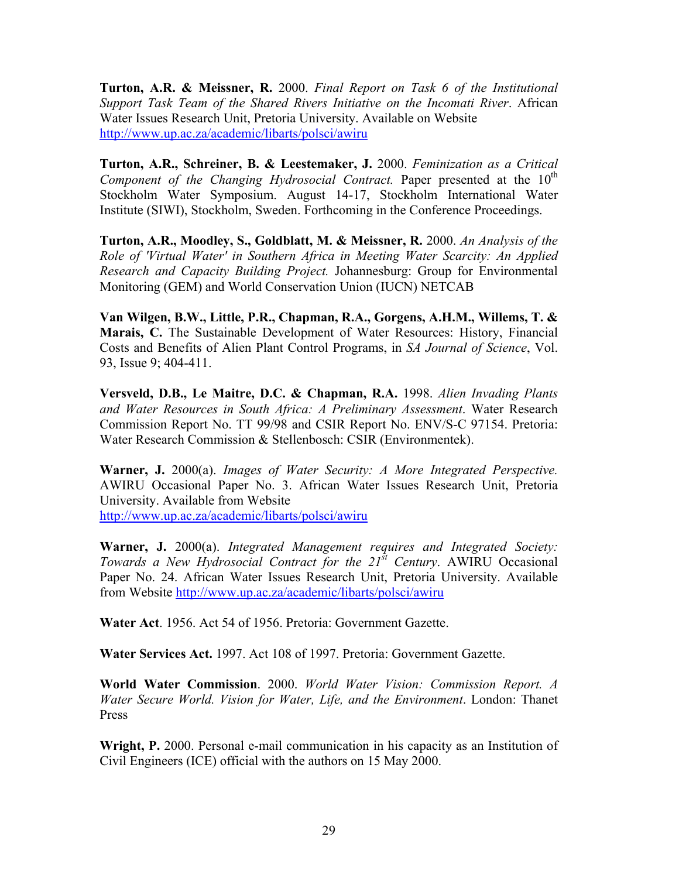**Turton, A.R. & Meissner, R.** 2000. *Final Report on Task 6 of the Institutional Support Task Team of the Shared Rivers Initiative on the Incomati River*. African Water Issues Research Unit, Pretoria University. Available on Website http://www.up.ac.za/academic/libarts/polsci/awiru

**Turton, A.R., Schreiner, B. & Leestemaker, J.** 2000. *Feminization as a Critical Component of the Changing Hydrosocial Contract.* Paper presented at the 10th Stockholm Water Symposium. August 14-17, Stockholm International Water Institute (SIWI), Stockholm, Sweden. Forthcoming in the Conference Proceedings.

**Turton, A.R., Moodley, S., Goldblatt, M. & Meissner, R.** 2000. *An Analysis of the Role of 'Virtual Water' in Southern Africa in Meeting Water Scarcity: An Applied Research and Capacity Building Project.* Johannesburg: Group for Environmental Monitoring (GEM) and World Conservation Union (IUCN) NETCAB

**Van Wilgen, B.W., Little, P.R., Chapman, R.A., Gorgens, A.H.M., Willems, T. & Marais, C.** The Sustainable Development of Water Resources: History, Financial Costs and Benefits of Alien Plant Control Programs, in *SA Journal of Science*, Vol. 93, Issue 9; 404-411.

**Versveld, D.B., Le Maitre, D.C. & Chapman, R.A.** 1998. *Alien Invading Plants and Water Resources in South Africa: A Preliminary Assessment*. Water Research Commission Report No. TT 99/98 and CSIR Report No. ENV/S-C 97154. Pretoria: Water Research Commission & Stellenbosch: CSIR (Environmentek).

**Warner, J.** 2000(a). *Images of Water Security: A More Integrated Perspective.* AWIRU Occasional Paper No. 3. African Water Issues Research Unit, Pretoria University. Available from Website http://www.up.ac.za/academic/libarts/polsci/awiru

**Warner, J.** 2000(a). *Integrated Management requires and Integrated Society: Towards a New Hydrosocial Contract for the 21st Century*. AWIRU Occasional Paper No. 24. African Water Issues Research Unit, Pretoria University. Available from Website http://www.up.ac.za/academic/libarts/polsci/awiru

**Water Act**. 1956. Act 54 of 1956. Pretoria: Government Gazette.

**Water Services Act.** 1997. Act 108 of 1997. Pretoria: Government Gazette.

**World Water Commission**. 2000. *World Water Vision: Commission Report. A Water Secure World. Vision for Water, Life, and the Environment*. London: Thanet Press

**Wright, P.** 2000. Personal e-mail communication in his capacity as an Institution of Civil Engineers (ICE) official with the authors on 15 May 2000.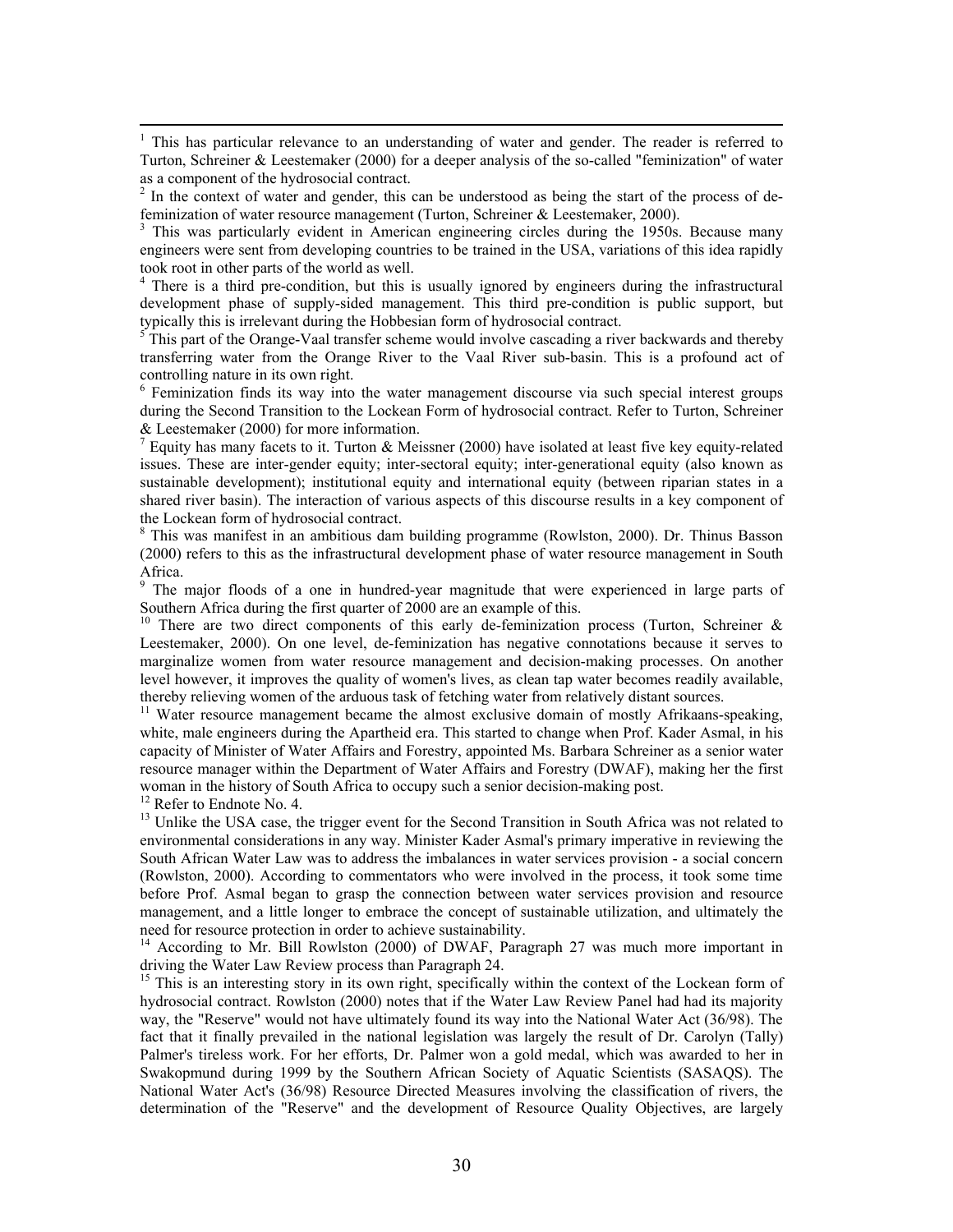[1] This has particular relevance to an understanding of water and gender. The reader is referred to Turton, Schreiner & Leestemaker (2000) for a deeper analysis of the so-called "feminization" of water as a component of the hydrosocial contract.

[2] In the context of water and gender, this can be understood as being the start of the process of de-feminization of water resource management (Turton, Schreiner & Leestemaker, 2000).

[3] This was particularly evident in American engineering circles during the 1950s. Because many engineers were sent from developing countries to be trained in the USA, variations of this idea rapidly took root in other parts of the world as well.

[4] There is a third pre-condition, but this is usually ignored by engineers during the infrastructural development phase of supply-sided management. This third pre-condition is public support, but typically this is irrelevant during the Hobbesian form of hydrosocial contract.

[5] This part of the Orange-Vaal transfer scheme would involve cascading a river backwards and thereby transferring water from the Orange River to the Vaal River sub-basin. This is a profound act of controlling nature in its own right.

[6] Feminization finds its way into the water management discourse via such special interest groups during the Second Transition to the Lockean Form of hydrosocial contract. Refer to Turton, Schreiner & Leestemaker (2000) for more information.

[7] Equity has many facets to it. Turton & Meissner (2000) have isolated at least five key equity-related issues. These are inter-gender equity; inter-sectoral equity; inter-generational equity (also known as sustainable development); institutional equity and international equity (between riparian states in a shared river basin). The interaction of various aspects of this discourse results in a key component of the Lockean form of hydrosocial contract.

[8] This was manifest in an ambitious dam building programme (Rowlston, 2000). Dr. Thinus Basson (2000) refers to this as the infrastructural development phase of water resource management in South Africa.

[9] The major floods of a one in hundred-year magnitude that were experienced in large parts of Southern Africa during the first quarter of 2000 are an example of this.

[10] There are two direct components of this early de-feminization process (Turton, Schreiner & Leestemaker, 2000). On one level, de-feminization has negative connotations because it serves to marginalize women from water resource management and decision-making processes. On another level however, it improves the quality of women's lives, as clean tap water becomes readily available, thereby relieving women of the arduous task of fetching water from relatively distant sources.

[11] Water resource management became the almost exclusive domain of mostly Afrikaans-speaking, white, male engineers during the Apartheid era. This started to change when Prof. Kader Asmal, in his capacity of Minister of Water Affairs and Forestry, appointed Ms. Barbara Schreiner as a senior water resource manager within the Department of Water Affairs and Forestry (DWAF), making her the first woman in the history of South Africa to occupy such a senior decision-making post.

[12] Refer to Endnote No. 4.

[13] Unlike the USA case, the trigger event for the Second Transition in South Africa was not related to environmental considerations in any way. Minister Kader Asmal's primary imperative in reviewing the South African Water Law was to address the imbalances in water services provision - a social concern (Rowlston, 2000). According to commentators who were involved in the process, it took some time before Prof. Asmal began to grasp the connection between water services provision and resource management, and a little longer to embrace the concept of sustainable utilization, and ultimately the need for resource protection in order to achieve sustainability.

[14] According to Mr. Bill Rowlston (2000) of DWAF, Paragraph 27 was much more important in driving the Water Law Review process than Paragraph 24.

[15] This is an interesting story in its own right, specifically within the context of the Lockean form of hydrosocial contract. Rowlston (2000) notes that if the Water Law Review Panel had had its majority way, the "Reserve" would not have ultimately found its way into the National Water Act (36/98). The fact that it finally prevailed in the national legislation was largely the result of Dr. Carolyn (Tally) Palmer's tireless work. For her efforts, Dr. Palmer won a gold medal, which was awarded to her in Swakopmund during 1999 by the Southern African Society of Aquatic Scientists (SASAQS). The National Water Act's (36/98) Resource Directed Measures involving the classification of rivers, the determination of the "Reserve" and the development of Resource Quality Objectives, are largely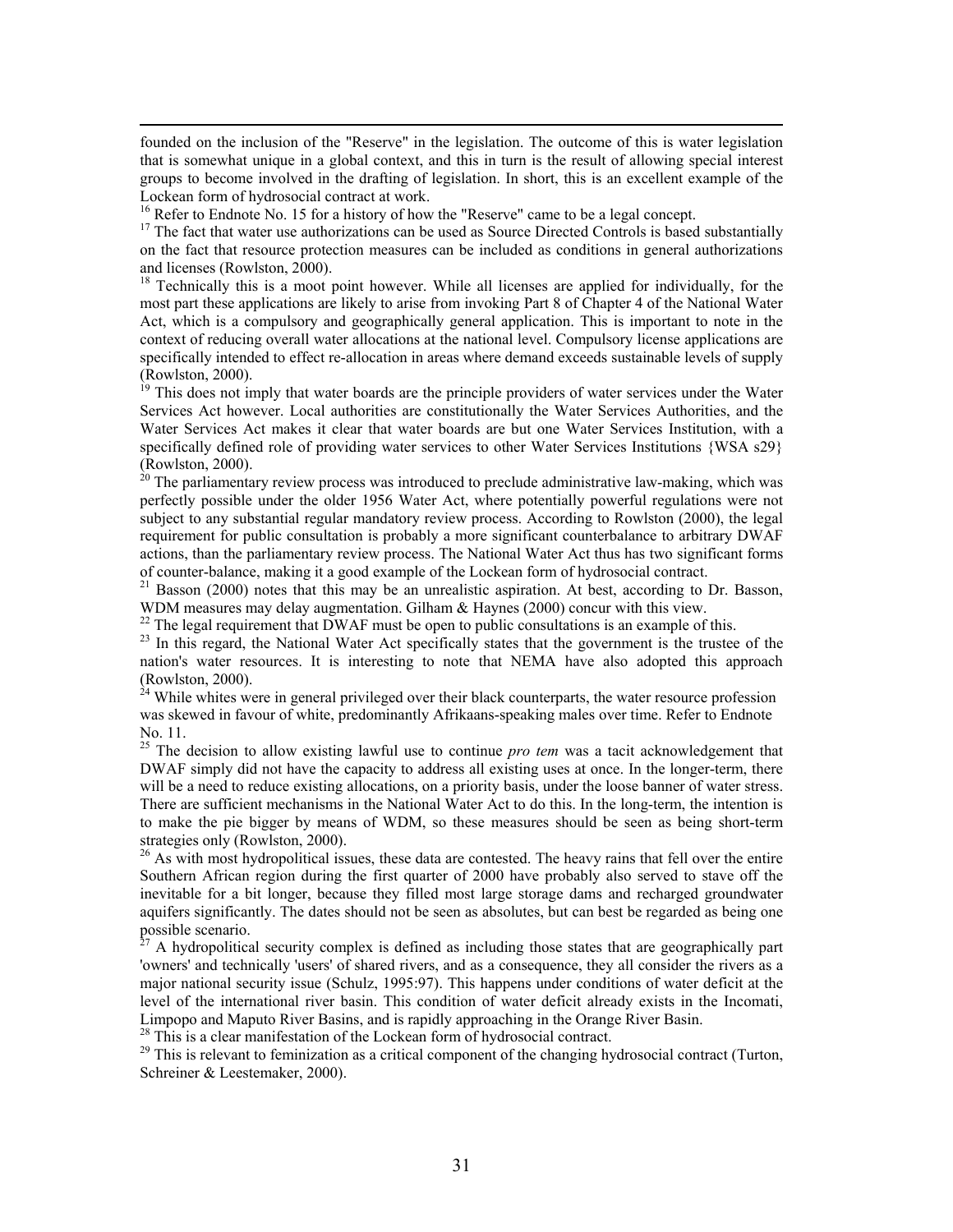founded on the inclusion of the "Reserve" in the legislation. The outcome of this is water legislation that is somewhat unique in a global context, and this in turn is the result of allowing special interest groups to become involved in the drafting of legislation. In short, this is an excellent example of the Lockean form of hydrosocial contract at work.

[16] Refer to Endnote No. 15 for a history of how the "Reserve" came to be a legal concept.

[17] The fact that water use authorizations can be used as Source Directed Controls is based substantially on the fact that resource protection measures can be included as conditions in general authorizations and licenses (Rowlston, 2000).

[18] Technically this is a moot point however. While all licenses are applied for individually, for the most part these applications are likely to arise from invoking Part 8 of Chapter 4 of the National Water Act, which is a compulsory and geographically general application. This is important to note in the context of reducing overall water allocations at the national level. Compulsory license applications are specifically intended to effect re-allocation in areas where demand exceeds sustainable levels of supply (Rowlston, 2000).

[19] This does not imply that water boards are the principle providers of water services under the Water Services Act however. Local authorities are constitutionally the Water Services Authorities, and the Water Services Act makes it clear that water boards are but one Water Services Institution, with a specifically defined role of providing water services to other Water Services Institutions {WSA s29} (Rowlston, 2000).

[20] The parliamentary review process was introduced to preclude administrative law-making, which was perfectly possible under the older 1956 Water Act, where potentially powerful regulations were not subject to any substantial regular mandatory review process. According to Rowlston (2000), the legal requirement for public consultation is probably a more significant counterbalance to arbitrary DWAF actions, than the parliamentary review process. The National Water Act thus has two significant forms of counter-balance, making it a good example of the Lockean form of hydrosocial contract.

[21] Basson (2000) notes that this may be an unrealistic aspiration. At best, according to Dr. Basson, WDM measures may delay augmentation. Gilham & Haynes (2000) concur with this view.

[22] The legal requirement that DWAF must be open to public consultations is an example of this.

[23] In this regard, the National Water Act specifically states that the government is the trustee of the nation's water resources. It is interesting to note that NEMA have also adopted this approach (Rowlston, 2000).

[24] While whites were in general privileged over their black counterparts, the water resource profession was skewed in favour of white, predominantly Afrikaans-speaking males over time. Refer to Endnote No. 11.

[25] The decision to allow existing lawful use to continue *pro tem* was a tacit acknowledgement that DWAF simply did not have the capacity to address all existing uses at once. In the longer-term, there will be a need to reduce existing allocations, on a priority basis, under the loose banner of water stress. There are sufficient mechanisms in the National Water Act to do this. In the long-term, the intention is to make the pie bigger by means of WDM, so these measures should be seen as being short-term strategies only (Rowlston, 2000).

[26] As with most hydropolitical issues, these data are contested. The heavy rains that fell over the entire Southern African region during the first quarter of 2000 have probably also served to stave off the inevitable for a bit longer, because they filled most large storage dams and recharged groundwater aquifers significantly. The dates should not be seen as absolutes, but can best be regarded as being one possible scenario.

[27] A hydropolitical security complex is defined as including those states that are geographically part 'owners' and technically 'users' of shared rivers, and as a consequence, they all consider the rivers as a major national security issue (Schulz, 1995:97). This happens under conditions of water deficit at the level of the international river basin. This condition of water deficit already exists in the Incomati, Limpopo and Maputo River Basins, and is rapidly approaching in the Orange River Basin.

[28] This is a clear manifestation of the Lockean form of hydrosocial contract.

[29] This is relevant to feminization as a critical component of the changing hydrosocial contract (Turton, Schreiner & Leestemaker, 2000).